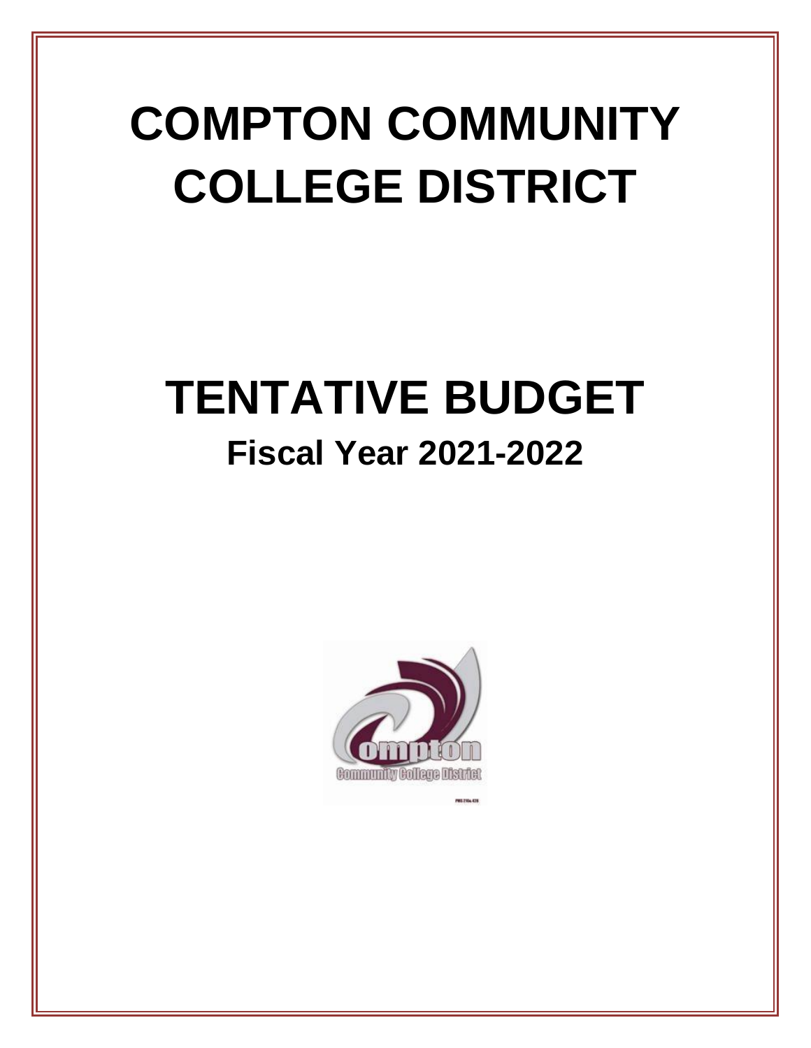# COMPTON COMMUNITY COLLEGE DISTRICT

# TENTATIVE BUDGET

## Fiscal Year 2021-2022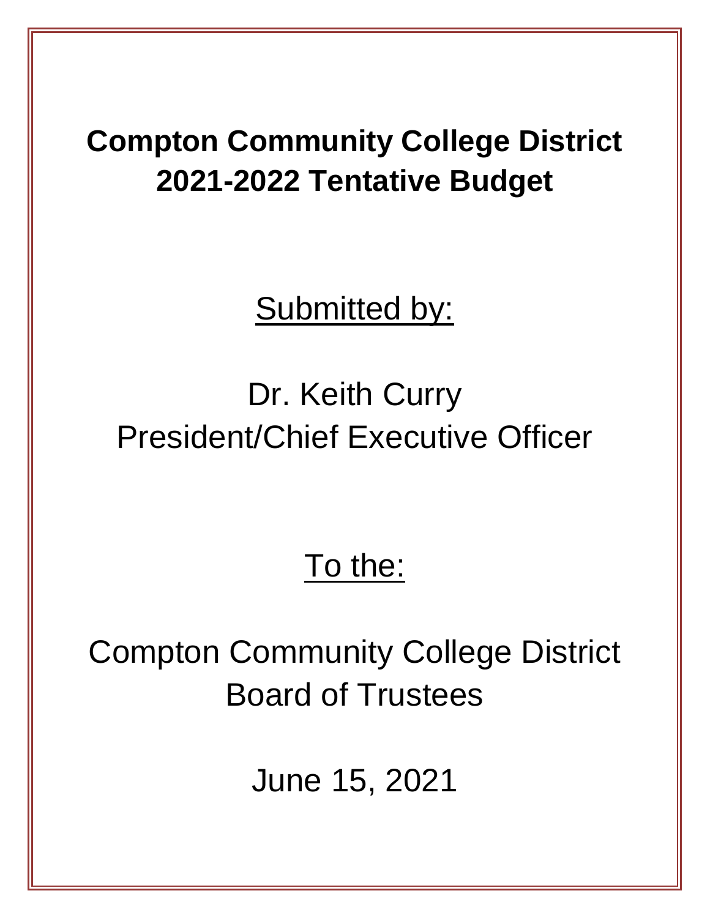# Compton Community College District
# 2021-2022 Tentative Budget

Submitted by:

Dr. Keith Curry
President/Chief Executive Officer

To the:

Compton Community College District
Board of Trustees

June 15, 2021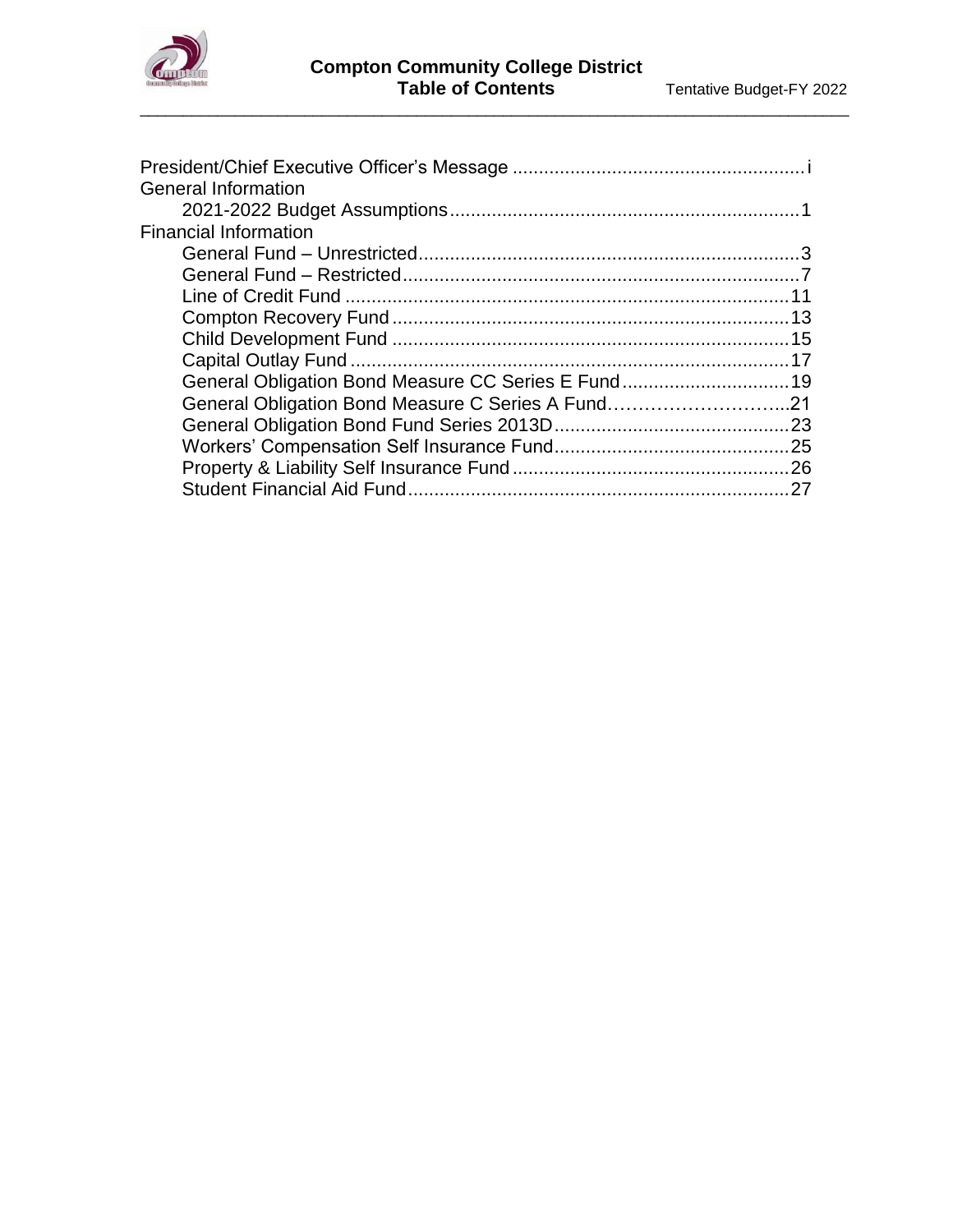# Compton Community College District
## Table of Contents

President/Chief Executive Officer's Message ........................................................ i

General Information

- 2021-2022 Budget Assumptions ........................................................ 1

Financial Information

- General Fund – Unrestricted ........................................................ 3
- General Fund – Restricted ........................................................ 7
- Line of Credit Fund ........................................................ 11
- Compton Recovery Fund ........................................................ 13
- Child Development Fund ........................................................ 15
- Capital Outlay Fund ........................................................ 17
- General Obligation Bond Measure CC Series E Fund ........................................................ 19
- General Obligation Bond Measure C Series A Fund………………………...21
- General Obligation Bond Fund Series 2013D ........................................................ 23
- Workers' Compensation Self Insurance Fund ........................................................ 25
- Property & Liability Self Insurance Fund ........................................................ 26
- Student Financial Aid Fund ........................................................ 27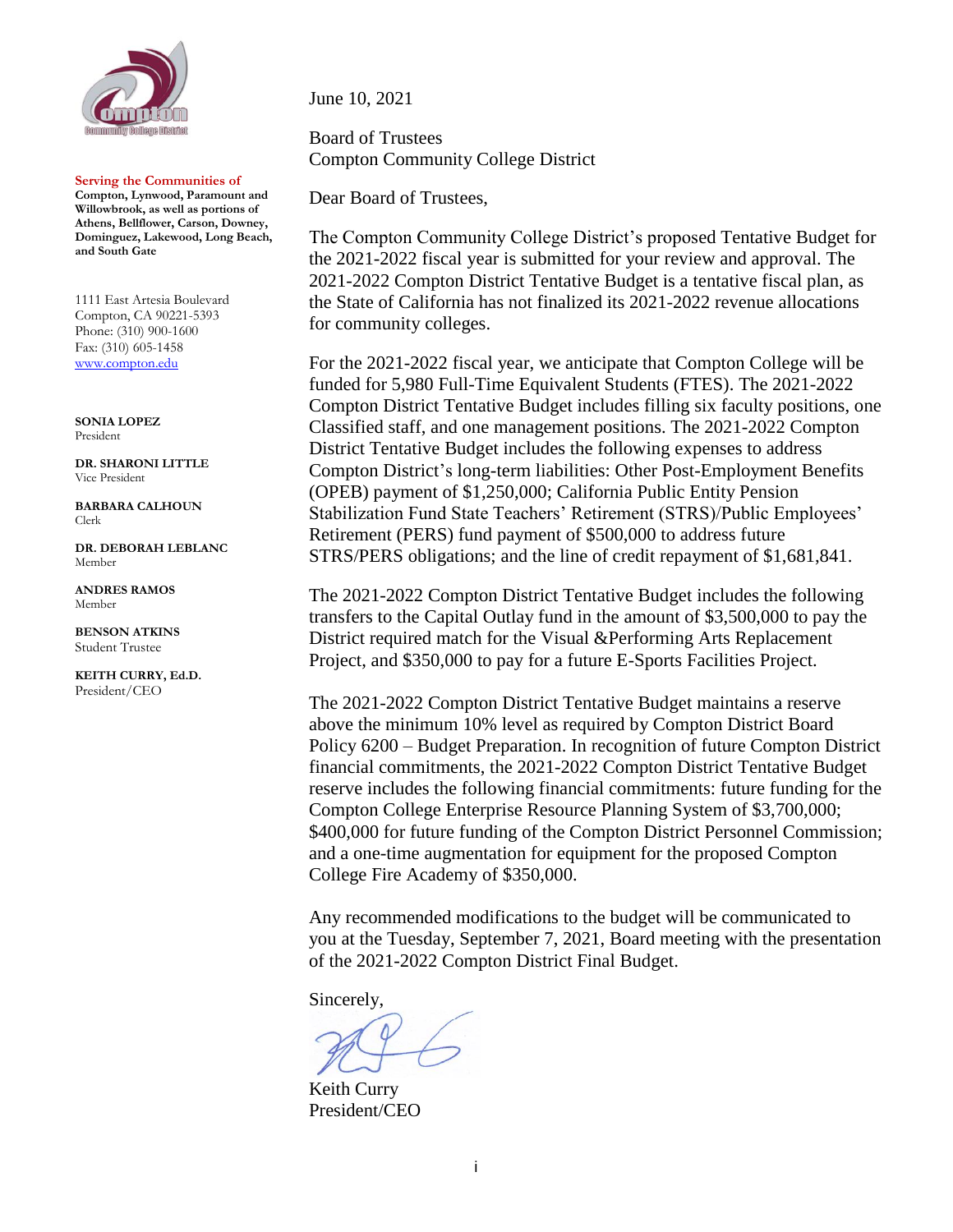June 10, 2021

Board of Trustees
Compton Community College District

Dear Board of Trustees,

The Compton Community College District's proposed Tentative Budget for the 2021-2022 fiscal year is submitted for your review and approval. The 2021-2022 Compton District Tentative Budget is a tentative fiscal plan, as the State of California has not finalized its 2021-2022 revenue allocations for community colleges.

For the 2021-2022 fiscal year, we anticipate that Compton College will be funded for 5,980 Full-Time Equivalent Students (FTES). The 2021-2022 Compton District Tentative Budget includes filling six faculty positions, one Classified staff, and one management positions. The 2021-2022 Compton District Tentative Budget includes the following expenses to address Compton District's long-term liabilities: Other Post-Employment Benefits (OPEB) payment of $1,250,000; California Public Entity Pension Stabilization Fund State Teachers' Retirement (STRS)/Public Employees' Retirement (PERS) fund payment of $500,000 to address future STRS/PERS obligations; and the line of credit repayment of $1,681,841.

The 2021-2022 Compton District Tentative Budget includes the following transfers to the Capital Outlay fund in the amount of $3,500,000 to pay the District required match for the Visual &Performing Arts Replacement Project, and $350,000 to pay for a future E-Sports Facilities Project.

The 2021-2022 Compton District Tentative Budget maintains a reserve above the minimum 10% level as required by Compton District Board Policy 6200 – Budget Preparation. In recognition of future Compton District financial commitments, the 2021-2022 Compton District Tentative Budget reserve includes the following financial commitments: future funding for the Compton College Enterprise Resource Planning System of $3,700,000; $400,000 for future funding of the Compton District Personnel Commission; and a one-time augmentation for equipment for the proposed Compton College Fire Academy of $350,000.

Any recommended modifications to the budget will be communicated to you at the Tuesday, September 7, 2021, Board meeting with the presentation of the 2021-2022 Compton District Final Budget.

Sincerely,

Keith Curry
President/CEO

---

**Serving the Communities of**
**Compton, Lynwood, Paramount and Willowbrook, as well as portions of Athens, Bellflower, Carson, Downey, Dominguez, Lakewood, Long Beach, and South Gate**

1111 East Artesia Boulevard
Compton, CA 90221-5393
Phone: (310) 900-1600
Fax: (310) 605-1458
www.compton.edu

**SONIA LOPEZ**
President

**DR. SHARONI LITTLE**
Vice President

**BARBARA CALHOUN**
Clerk

**DR. DEBORAH LEBLANC**
Member

**ANDRES RAMOS**
Member

**BENSON ATKINS**
Student Trustee

**KEITH CURRY, Ed.D.**
President/CEO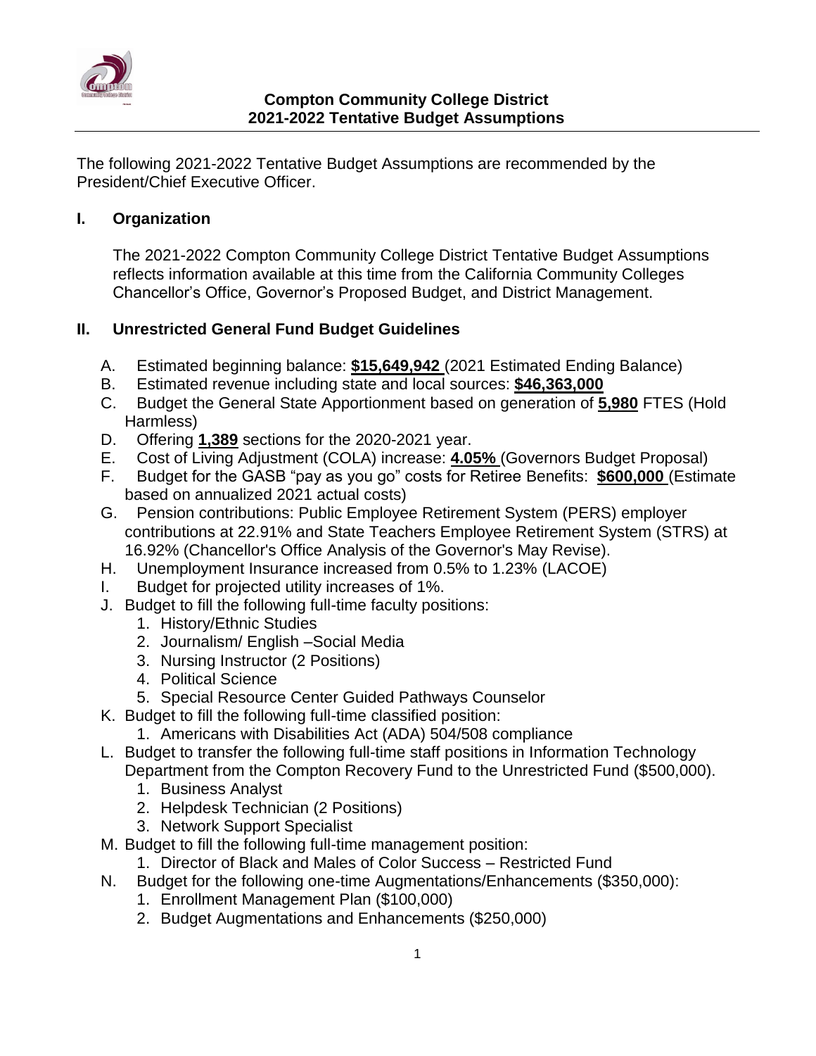**Compton Community College District**
**2021-2022 Tentative Budget Assumptions**

The following 2021-2022 Tentative Budget Assumptions are recommended by the President/Chief Executive Officer.

## I. Organization

The 2021-2022 Compton Community College District Tentative Budget Assumptions reflects information available at this time from the California Community Colleges Chancellor's Office, Governor's Proposed Budget, and District Management.

## II. Unrestricted General Fund Budget Guidelines

A. Estimated beginning balance: **$15,649,942** (2021 Estimated Ending Balance)

B. Estimated revenue including state and local sources: **$46,363,000**

C. Budget the General State Apportionment based on generation of **5,980** FTES (Hold Harmless)

D. Offering **1,389** sections for the 2020-2021 year.

E. Cost of Living Adjustment (COLA) increase: **4.05%** (Governors Budget Proposal)

F. Budget for the GASB "pay as you go" costs for Retiree Benefits: **$600,000** (Estimate based on annualized 2021 actual costs)

G. Pension contributions: Public Employee Retirement System (PERS) employer contributions at 22.91% and State Teachers Employee Retirement System (STRS) at 16.92% (Chancellor's Office Analysis of the Governor's May Revise).

H. Unemployment Insurance increased from 0.5% to 1.23% (LACOE)

I. Budget for projected utility increases of 1%.

J. Budget to fill the following full-time faculty positions:
   1. History/Ethnic Studies
   2. Journalism/ English –Social Media
   3. Nursing Instructor (2 Positions)
   4. Political Science
   5. Special Resource Center Guided Pathways Counselor

K. Budget to fill the following full-time classified position:
   1. Americans with Disabilities Act (ADA) 504/508 compliance

L. Budget to transfer the following full-time staff positions in Information Technology Department from the Compton Recovery Fund to the Unrestricted Fund ($500,000).
   1. Business Analyst
   2. Helpdesk Technician (2 Positions)
   3. Network Support Specialist

M. Budget to fill the following full-time management position:
   1. Director of Black and Males of Color Success – Restricted Fund

N. Budget for the following one-time Augmentations/Enhancements ($350,000):
   1. Enrollment Management Plan ($100,000)
   2. Budget Augmentations and Enhancements ($250,000)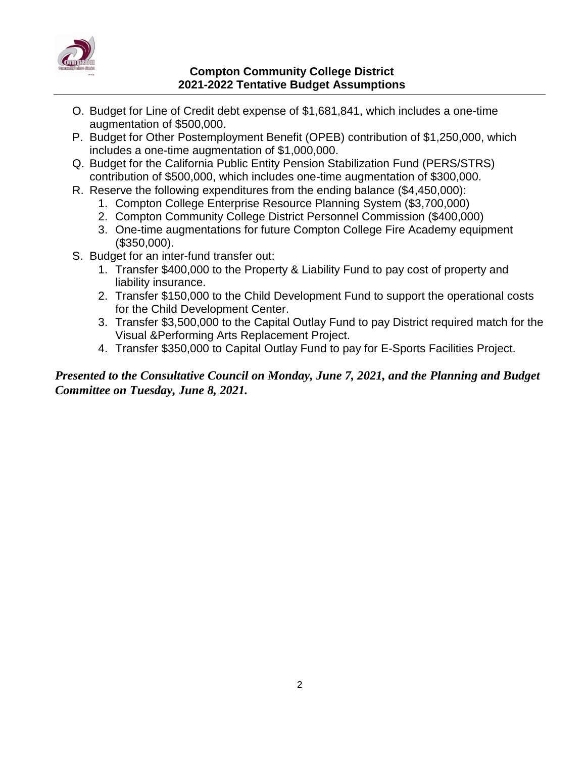**Compton Community College District**
**2021-2022 Tentative Budget Assumptions**

O. Budget for Line of Credit debt expense of $1,681,841, which includes a one-time augmentation of $500,000.

P. Budget for Other Postemployment Benefit (OPEB) contribution of $1,250,000, which includes a one-time augmentation of $1,000,000.

Q. Budget for the California Public Entity Pension Stabilization Fund (PERS/STRS) contribution of $500,000, which includes one-time augmentation of $300,000.

R. Reserve the following expenditures from the ending balance ($4,450,000):
   1. Compton College Enterprise Resource Planning System ($3,700,000)
   2. Compton Community College District Personnel Commission ($400,000)
   3. One-time augmentations for future Compton College Fire Academy equipment ($350,000).

S. Budget for an inter-fund transfer out:
   1. Transfer $400,000 to the Property & Liability Fund to pay cost of property and liability insurance.
   2. Transfer $150,000 to the Child Development Fund to support the operational costs for the Child Development Center.
   3. Transfer $3,500,000 to the Capital Outlay Fund to pay District required match for the Visual &Performing Arts Replacement Project.
   4. Transfer $350,000 to Capital Outlay Fund to pay for E-Sports Facilities Project.

***Presented to the Consultative Council on Monday, June 7, 2021, and the Planning and Budget Committee on Tuesday, June 8, 2021.***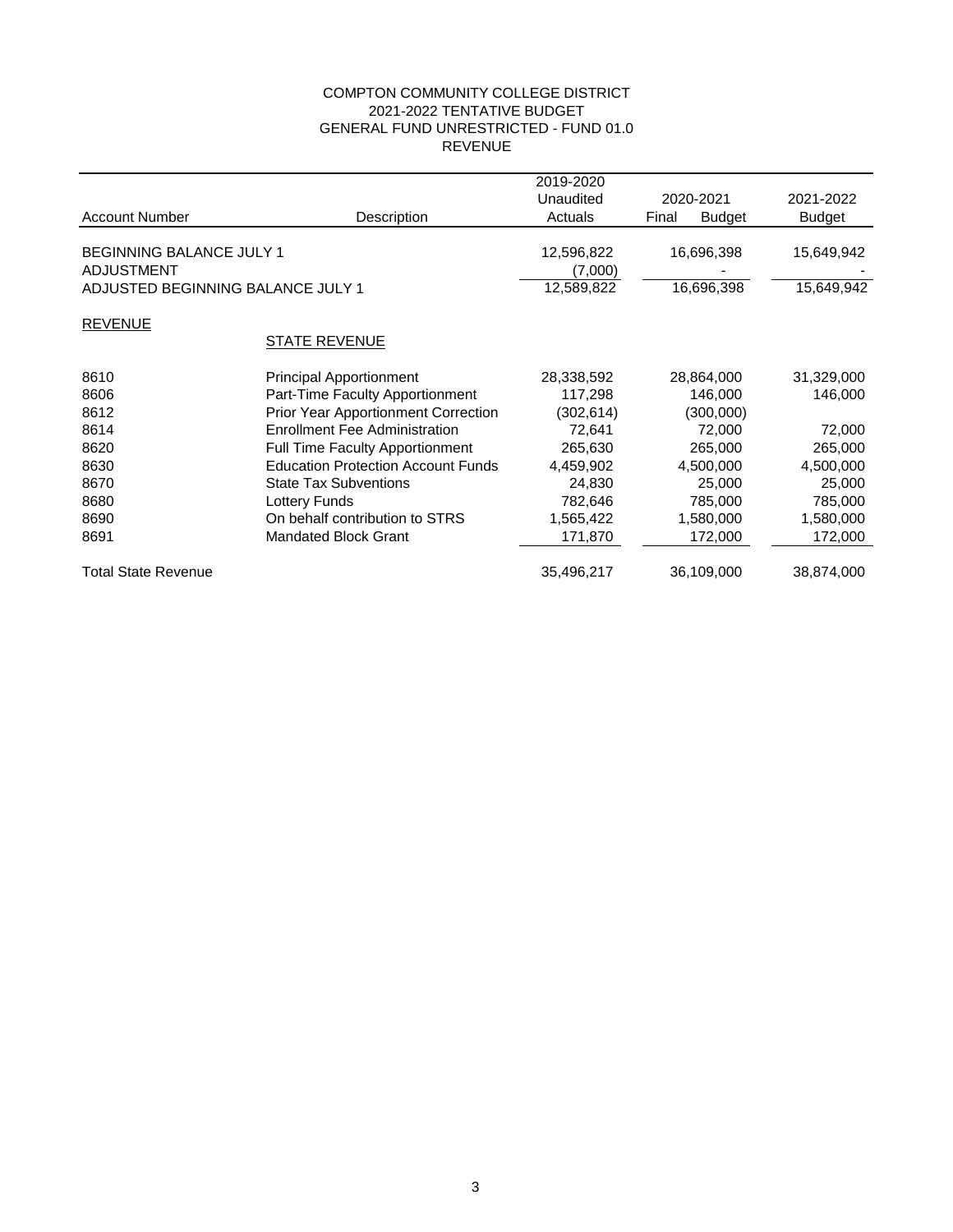# COMPTON COMMUNITY COLLEGE DISTRICT
## 2021-2022 TENTATIVE BUDGET
## GENERAL FUND UNRESTRICTED - FUND 01.0
## REVENUE

| Account Number | Description | 2019-2020 Unaudited Actuals | 2020-2021 Final Budget | 2021-2022 Budget |
|---|---|---|---|---|
| BEGINNING BALANCE JULY 1 | | 12,596,822 | 16,696,398 | 15,649,942 |
| ADJUSTMENT | | (7,000) | - | - |
| ADJUSTED BEGINNING BALANCE JULY 1 | | 12,589,822 | 16,696,398 | 15,649,942 |
| REVENUE | | | | |
| | STATE REVENUE | | | |
| 8610 | Principal Apportionment | 28,338,592 | 28,864,000 | 31,329,000 |
| 8606 | Part-Time Faculty Apportionment | 117,298 | 146,000 | 146,000 |
| 8612 | Prior Year Apportionment Correction | (302,614) | (300,000) | |
| 8614 | Enrollment Fee Administration | 72,641 | 72,000 | 72,000 |
| 8620 | Full Time Faculty Apportionment | 265,630 | 265,000 | 265,000 |
| 8630 | Education Protection Account Funds | 4,459,902 | 4,500,000 | 4,500,000 |
| 8670 | State Tax Subventions | 24,830 | 25,000 | 25,000 |
| 8680 | Lottery Funds | 782,646 | 785,000 | 785,000 |
| 8690 | On behalf contribution to STRS | 1,565,422 | 1,580,000 | 1,580,000 |
| 8691 | Mandated Block Grant | 171,870 | 172,000 | 172,000 |
| Total State Revenue | | 35,496,217 | 36,109,000 | 38,874,000 |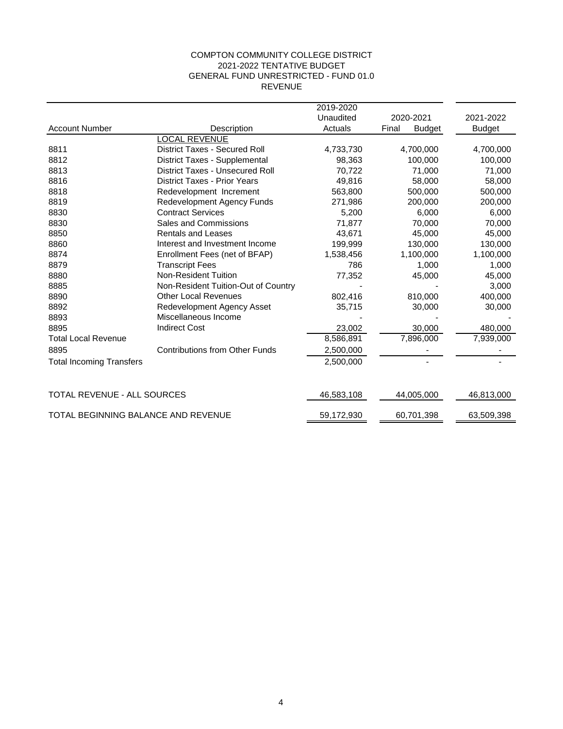COMPTON COMMUNITY COLLEGE DISTRICT
2021-2022 TENTATIVE BUDGET
GENERAL FUND UNRESTRICTED - FUND 01.0
REVENUE

| Account Number | Description | 2019-2020 Unaudited Actuals | 2020-2021 Final Budget | 2021-2022 Budget |
|---|---|---|---|---|
| | LOCAL REVENUE | | | |
| 8811 | District Taxes - Secured Roll | 4,733,730 | 4,700,000 | 4,700,000 |
| 8812 | District Taxes - Supplemental | 98,363 | 100,000 | 100,000 |
| 8813 | District Taxes - Unsecured Roll | 70,722 | 71,000 | 71,000 |
| 8816 | District Taxes - Prior Years | 49,816 | 58,000 | 58,000 |
| 8818 | Redevelopment Increment | 563,800 | 500,000 | 500,000 |
| 8819 | Redevelopment Agency Funds | 271,986 | 200,000 | 200,000 |
| 8830 | Contract Services | 5,200 | 6,000 | 6,000 |
| 8830 | Sales and Commissions | 71,877 | 70,000 | 70,000 |
| 8850 | Rentals and Leases | 43,671 | 45,000 | 45,000 |
| 8860 | Interest and Investment Income | 199,999 | 130,000 | 130,000 |
| 8874 | Enrollment Fees (net of BFAP) | 1,538,456 | 1,100,000 | 1,100,000 |
| 8879 | Transcript Fees | 786 | 1,000 | 1,000 |
| 8880 | Non-Resident Tuition | 77,352 | 45,000 | 45,000 |
| 8885 | Non-Resident Tuition-Out of Country | - | - | 3,000 |
| 8890 | Other Local Revenues | 802,416 | 810,000 | 400,000 |
| 8892 | Redevelopment Agency Asset | 35,715 | 30,000 | 30,000 |
| 8893 | Miscellaneous Income | - | - | - |
| 8895 | Indirect Cost | 23,002 | 30,000 | 480,000 |
| Total Local Revenue | | 8,586,891 | 7,896,000 | 7,939,000 |
| 8895 | Contributions from Other Funds | 2,500,000 | - | - |
| Total Incoming Transfers | | 2,500,000 | - | - |
| TOTAL REVENUE - ALL SOURCES | | 46,583,108 | 44,005,000 | 46,813,000 |
| TOTAL BEGINNING BALANCE AND REVENUE | | 59,172,930 | 60,701,398 | 63,509,398 |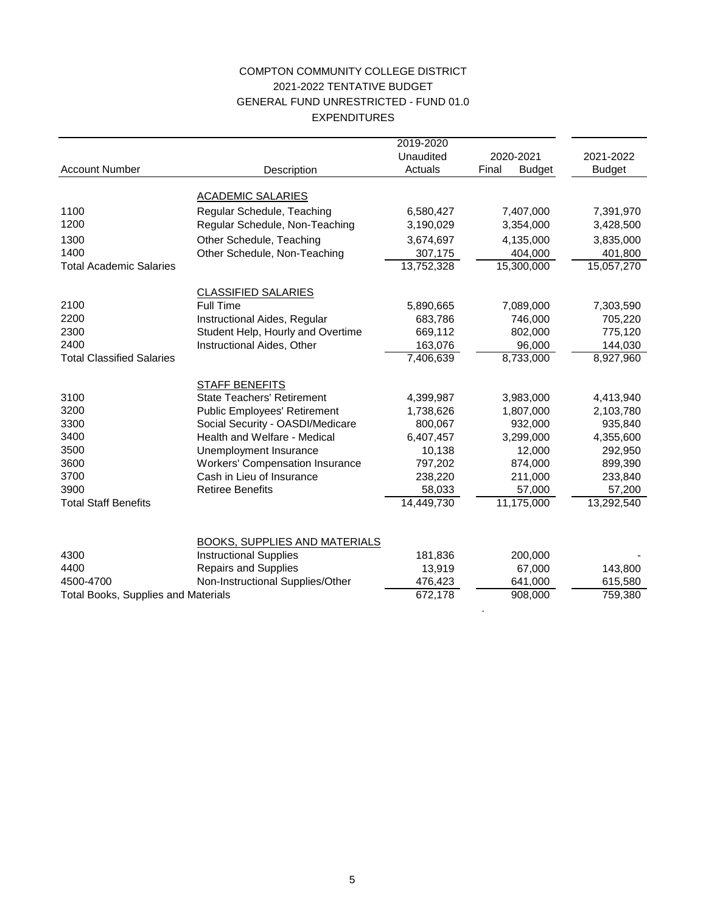# COMPTON COMMUNITY COLLEGE DISTRICT
## 2021-2022 TENTATIVE BUDGET
## GENERAL FUND UNRESTRICTED - FUND 01.0
## EXPENDITURES

| Account Number | Description | 2019-2020 Unaudited Actuals | 2020-2021 Final Budget | 2021-2022 Budget |
|---|---|---|---|---|
| | ACADEMIC SALARIES | | | |
| 1100 | Regular Schedule, Teaching | 6,580,427 | 7,407,000 | 7,391,970 |
| 1200 | Regular Schedule, Non-Teaching | 3,190,029 | 3,354,000 | 3,428,500 |
| 1300 | Other Schedule, Teaching | 3,674,697 | 4,135,000 | 3,835,000 |
| 1400 | Other Schedule, Non-Teaching | 307,175 | 404,000 | 401,800 |
| Total Academic Salaries | | 13,752,328 | 15,300,000 | 15,057,270 |
| | CLASSIFIED SALARIES | | | |
| 2100 | Full Time | 5,890,665 | 7,089,000 | 7,303,590 |
| 2200 | Instructional Aides, Regular | 683,786 | 746,000 | 705,220 |
| 2300 | Student Help, Hourly and Overtime | 669,112 | 802,000 | 775,120 |
| 2400 | Instructional Aides, Other | 163,076 | 96,000 | 144,030 |
| Total Classified Salaries | | 7,406,639 | 8,733,000 | 8,927,960 |
| | STAFF BENEFITS | | | |
| 3100 | State Teachers' Retirement | 4,399,987 | 3,983,000 | 4,413,940 |
| 3200 | Public Employees' Retirement | 1,738,626 | 1,807,000 | 2,103,780 |
| 3300 | Social Security - OASDI/Medicare | 800,067 | 932,000 | 935,840 |
| 3400 | Health and Welfare - Medical | 6,407,457 | 3,299,000 | 4,355,600 |
| 3500 | Unemployment Insurance | 10,138 | 12,000 | 292,950 |
| 3600 | Workers' Compensation Insurance | 797,202 | 874,000 | 899,390 |
| 3700 | Cash in Lieu of Insurance | 238,220 | 211,000 | 233,840 |
| 3900 | Retiree Benefits | 58,033 | 57,000 | 57,200 |
| Total Staff Benefits | | 14,449,730 | 11,175,000 | 13,292,540 |
| | BOOKS, SUPPLIES AND MATERIALS | | | |
| 4300 | Instructional Supplies | 181,836 | 200,000 | - |
| 4400 | Repairs and Supplies | 13,919 | 67,000 | 143,800 |
| 4500-4700 | Non-Instructional Supplies/Other | 476,423 | 641,000 | 615,580 |
| Total Books, Supplies and Materials | | 672,178 | 908,000 | 759,380 |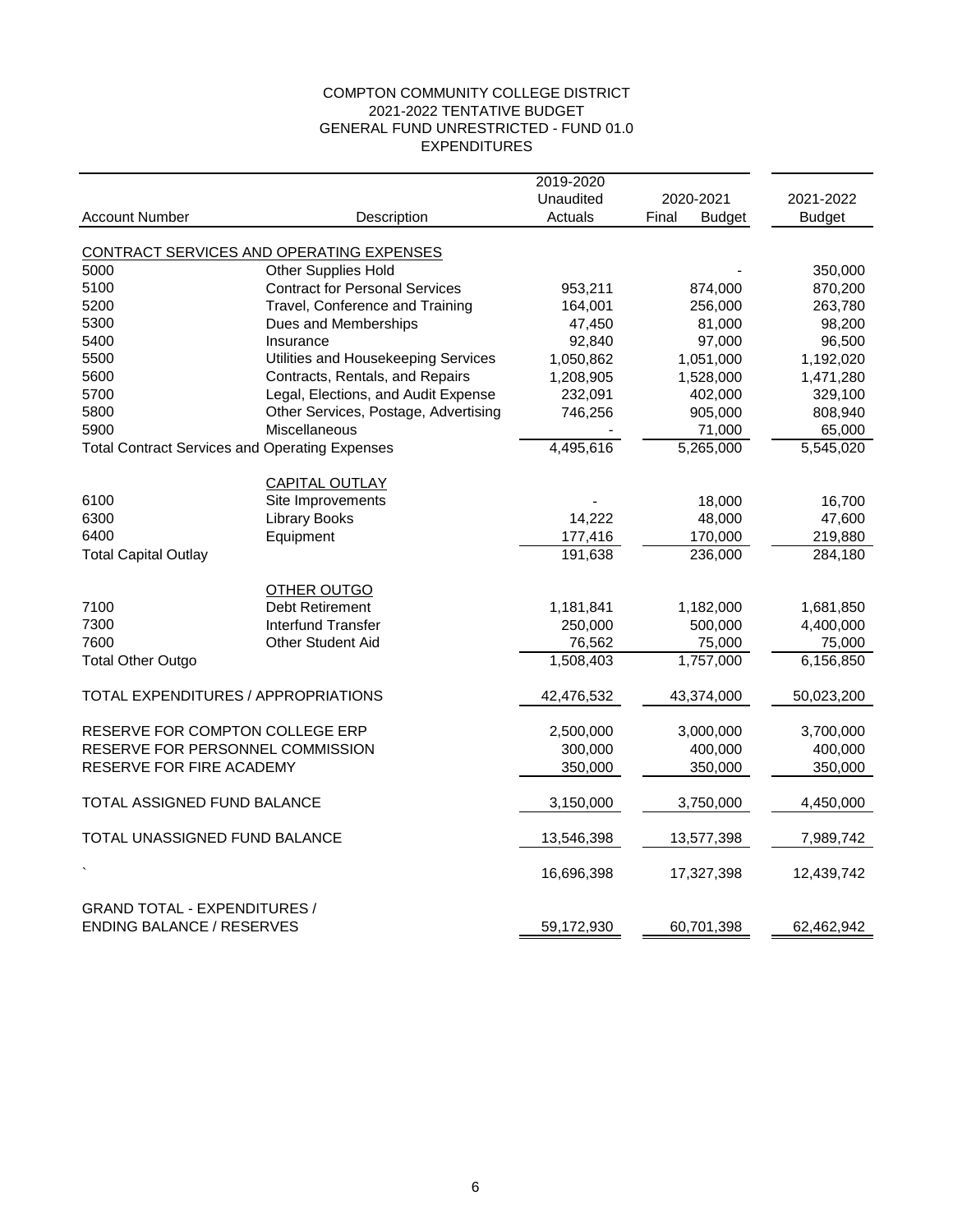COMPTON COMMUNITY COLLEGE DISTRICT
2021-2022 TENTATIVE BUDGET
GENERAL FUND UNRESTRICTED - FUND 01.0
EXPENDITURES

| Account Number | Description | 2019-2020 Unaudited Actuals | 2020-2021 Final Budget | 2021-2022 Budget |
|---|---|---|---|---|
| CONTRACT SERVICES AND OPERATING EXPENSES | | | | |
| 5000 | Other Supplies Hold | | - | 350,000 |
| 5100 | Contract for Personal Services | 953,211 | 874,000 | 870,200 |
| 5200 | Travel, Conference and Training | 164,001 | 256,000 | 263,780 |
| 5300 | Dues and Memberships | 47,450 | 81,000 | 98,200 |
| 5400 | Insurance | 92,840 | 97,000 | 96,500 |
| 5500 | Utilities and Housekeeping Services | 1,050,862 | 1,051,000 | 1,192,020 |
| 5600 | Contracts, Rentals, and Repairs | 1,208,905 | 1,528,000 | 1,471,280 |
| 5700 | Legal, Elections, and Audit Expense | 232,091 | 402,000 | 329,100 |
| 5800 | Other Services, Postage, Advertising | 746,256 | 905,000 | 808,940 |
| 5900 | Miscellaneous | - | 71,000 | 65,000 |
| Total Contract Services and Operating Expenses | | 4,495,616 | 5,265,000 | 5,545,020 |
| | CAPITAL OUTLAY | | | |
| 6100 | Site Improvements | - | 18,000 | 16,700 |
| 6300 | Library Books | 14,222 | 48,000 | 47,600 |
| 6400 | Equipment | 177,416 | 170,000 | 219,880 |
| Total Capital Outlay | | 191,638 | 236,000 | 284,180 |
| | OTHER OUTGO | | | |
| 7100 | Debt Retirement | 1,181,841 | 1,182,000 | 1,681,850 |
| 7300 | Interfund Transfer | 250,000 | 500,000 | 4,400,000 |
| 7600 | Other Student Aid | 76,562 | 75,000 | 75,000 |
| Total Other Outgo | | 1,508,403 | 1,757,000 | 6,156,850 |
| TOTAL EXPENDITURES / APPROPRIATIONS | | 42,476,532 | 43,374,000 | 50,023,200 |
| RESERVE FOR COMPTON COLLEGE ERP | | 2,500,000 | 3,000,000 | 3,700,000 |
| RESERVE FOR PERSONNEL COMMISSION | | 300,000 | 400,000 | 400,000 |
| RESERVE FOR FIRE ACADEMY | | 350,000 | 350,000 | 350,000 |
| TOTAL ASSIGNED FUND BALANCE | | 3,150,000 | 3,750,000 | 4,450,000 |
| TOTAL UNASSIGNED FUND BALANCE | | 13,546,398 | 13,577,398 | 7,989,742 |
| ` | | 16,696,398 | 17,327,398 | 12,439,742 |
| GRAND TOTAL - EXPENDITURES / ENDING BALANCE / RESERVES | | 59,172,930 | 60,701,398 | 62,462,942 |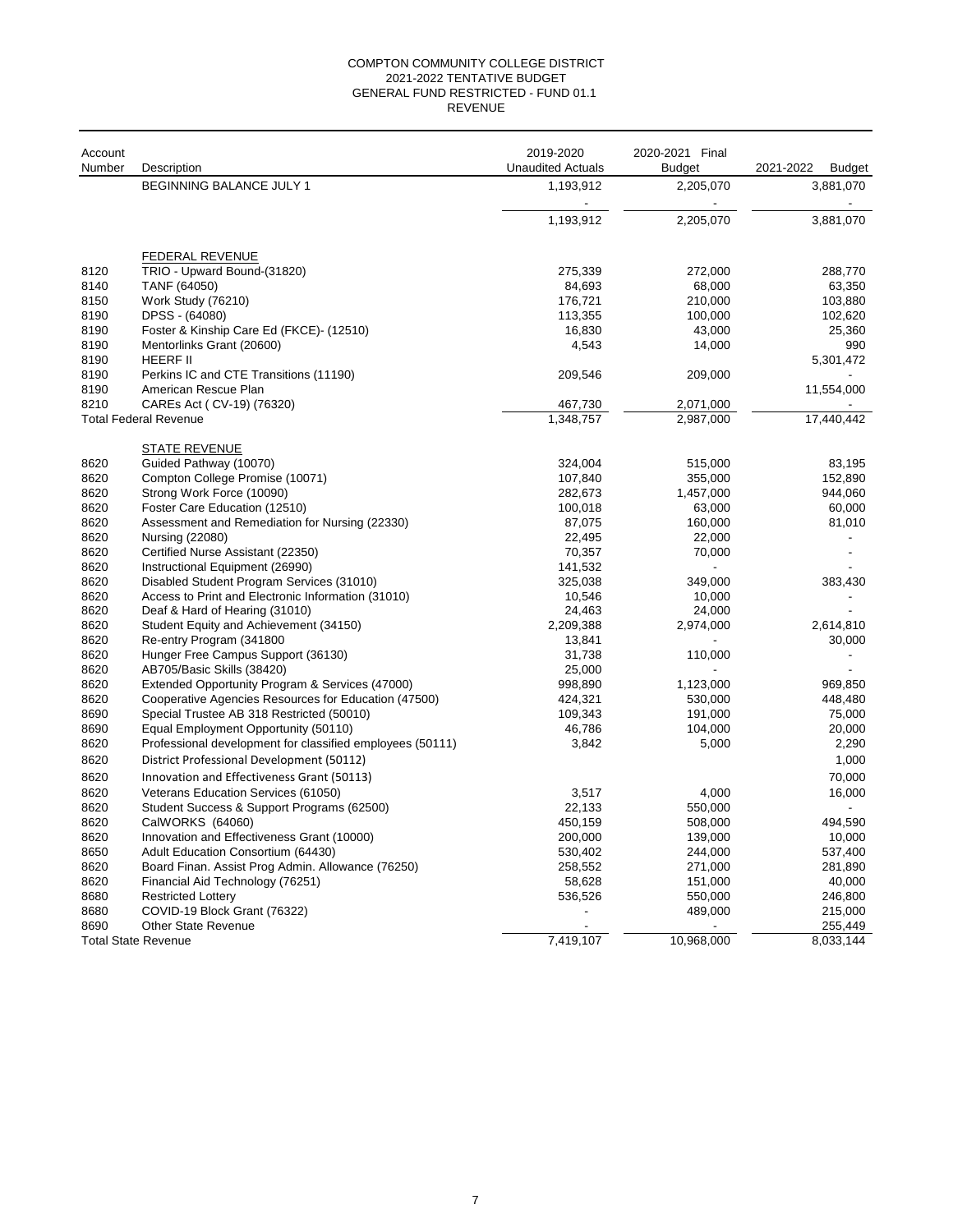# COMPTON COMMUNITY COLLEGE DISTRICT
## 2021-2022 TENTATIVE BUDGET
## GENERAL FUND RESTRICTED - FUND 01.1
## REVENUE

| Account Number | Description | 2019-2020 Unaudited Actuals | 2020-2021 Final Budget | 2021-2022 Budget |
|---|---|---|---|---|
| | BEGINNING BALANCE JULY 1 | 1,193,912 | 2,205,070 | 3,881,070 |
| | | - | - | - |
| | | 1,193,912 | 2,205,070 | 3,881,070 |
| | FEDERAL REVENUE | | | |
| 8120 | TRIO - Upward Bound-(31820) | 275,339 | 272,000 | 288,770 |
| 8140 | TANF (64050) | 84,693 | 68,000 | 63,350 |
| 8150 | Work Study (76210) | 176,721 | 210,000 | 103,880 |
| 8190 | DPSS - (64080) | 113,355 | 100,000 | 102,620 |
| 8190 | Foster & Kinship Care Ed (FKCE)- (12510) | 16,830 | 43,000 | 25,360 |
| 8190 | Mentorlinks Grant (20600) | 4,543 | 14,000 | 990 |
| 8190 | HEERF II | | | 5,301,472 |
| 8190 | Perkins IC and CTE Transitions (11190) | 209,546 | 209,000 | - |
| 8190 | American Rescue Plan | | | 11,554,000 |
| 8210 | CAREs Act ( CV-19) (76320) | 467,730 | 2,071,000 | - |
| | Total Federal Revenue | 1,348,757 | 2,987,000 | 17,440,442 |
| | STATE REVENUE | | | |
| 8620 | Guided Pathway (10070) | 324,004 | 515,000 | 83,195 |
| 8620 | Compton College Promise (10071) | 107,840 | 355,000 | 152,890 |
| 8620 | Strong Work Force (10090) | 282,673 | 1,457,000 | 944,060 |
| 8620 | Foster Care Education (12510) | 100,018 | 63,000 | 60,000 |
| 8620 | Assessment and Remediation for Nursing (22330) | 87,075 | 160,000 | 81,010 |
| 8620 | Nursing (22080) | 22,495 | 22,000 | - |
| 8620 | Certified Nurse Assistant (22350) | 70,357 | 70,000 | - |
| 8620 | Instructional Equipment (26990) | 141,532 | - | - |
| 8620 | Disabled Student Program Services (31010) | 325,038 | 349,000 | 383,430 |
| 8620 | Access to Print and Electronic Information (31010) | 10,546 | 10,000 | - |
| 8620 | Deaf & Hard of Hearing (31010) | 24,463 | 24,000 | - |
| 8620 | Student Equity and Achievement (34150) | 2,209,388 | 2,974,000 | 2,614,810 |
| 8620 | Re-entry Program (341800 | 13,841 | - | 30,000 |
| 8620 | Hunger Free Campus Support (36130) | 31,738 | 110,000 | - |
| 8620 | AB705/Basic Skills (38420) | 25,000 | - | - |
| 8620 | Extended Opportunity Program & Services (47000) | 998,890 | 1,123,000 | 969,850 |
| 8620 | Cooperative Agencies Resources for Education (47500) | 424,321 | 530,000 | 448,480 |
| 8690 | Special Trustee AB 318 Restricted (50010) | 109,343 | 191,000 | 75,000 |
| 8690 | Equal Employment Opportunity (50110) | 46,786 | 104,000 | 20,000 |
| 8620 | Professional development for classified employees (50111) | 3,842 | 5,000 | 2,290 |
| 8620 | District Professional Development (50112) | | | 1,000 |
| 8620 | Innovation and Effectiveness Grant (50113) | | | 70,000 |
| 8620 | Veterans Education Services (61050) | 3,517 | 4,000 | 16,000 |
| 8620 | Student Success & Support Programs (62500) | 22,133 | 550,000 | - |
| 8620 | CalWORKS (64060) | 450,159 | 508,000 | 494,590 |
| 8620 | Innovation and Effectiveness Grant (10000) | 200,000 | 139,000 | 10,000 |
| 8650 | Adult Education Consortium (64430) | 530,402 | 244,000 | 537,400 |
| 8620 | Board Finan. Assist Prog Admin. Allowance (76250) | 258,552 | 271,000 | 281,890 |
| 8620 | Financial Aid Technology (76251) | 58,628 | 151,000 | 40,000 |
| 8680 | Restricted Lottery | 536,526 | 550,000 | 246,800 |
| 8680 | COVID-19 Block Grant (76322) | - | 489,000 | 215,000 |
| 8690 | Other State Revenue | - | - | 255,449 |
| | Total State Revenue | 7,419,107 | 10,968,000 | 8,033,144 |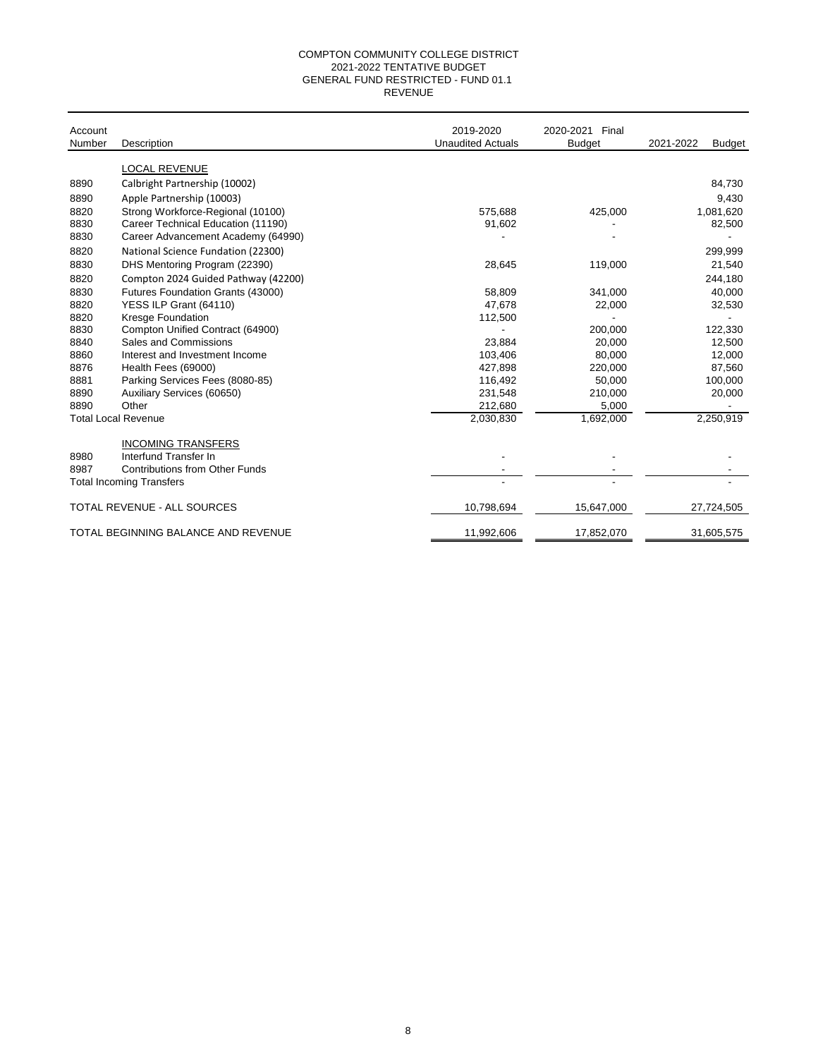# COMPTON COMMUNITY COLLEGE DISTRICT
## 2021-2022 TENTATIVE BUDGET
## GENERAL FUND RESTRICTED - FUND 01.1
## REVENUE

| Account Number | Description | 2019-2020 Unaudited Actuals | 2020-2021 Final Budget | 2021-2022 Budget |
|---|---|---|---|---|
| | LOCAL REVENUE | | | |
| 8890 | Calbright Partnership (10002) | | | 84,730 |
| 8890 | Apple Partnership (10003) | | | 9,430 |
| 8820 | Strong Workforce-Regional (10100) | 575,688 | 425,000 | 1,081,620 |
| 8830 | Career Technical Education (11190) | 91,602 | - | 82,500 |
| 8830 | Career Advancement Academy (64990) | - | - | - |
| 8820 | National Science Fundation (22300) | | | 299,999 |
| 8830 | DHS Mentoring Program (22390) | 28,645 | 119,000 | 21,540 |
| 8820 | Compton 2024 Guided Pathway (42200) | | | 244,180 |
| 8830 | Futures Foundation Grants (43000) | 58,809 | 341,000 | 40,000 |
| 8820 | YESS ILP Grant (64110) | 47,678 | 22,000 | 32,530 |
| 8820 | Kresge Foundation | 112,500 | - | - |
| 8830 | Compton Unified Contract (64900) | - | 200,000 | 122,330 |
| 8840 | Sales and Commissions | 23,884 | 20,000 | 12,500 |
| 8860 | Interest and Investment Income | 103,406 | 80,000 | 12,000 |
| 8876 | Health Fees (69000) | 427,898 | 220,000 | 87,560 |
| 8881 | Parking Services Fees (8080-85) | 116,492 | 50,000 | 100,000 |
| 8890 | Auxiliary Services (60650) | 231,548 | 210,000 | 20,000 |
| 8890 | Other | 212,680 | 5,000 | - |
| | Total Local Revenue | 2,030,830 | 1,692,000 | 2,250,919 |
| | INCOMING TRANSFERS | | | |
| 8980 | Interfund Transfer In | - | - | - |
| 8987 | Contributions from Other Funds | - | - | - |
| | Total Incoming Transfers | - | - | - |
| | TOTAL REVENUE - ALL SOURCES | 10,798,694 | 15,647,000 | 27,724,505 |
| | TOTAL BEGINNING BALANCE AND REVENUE | 11,992,606 | 17,852,070 | 31,605,575 |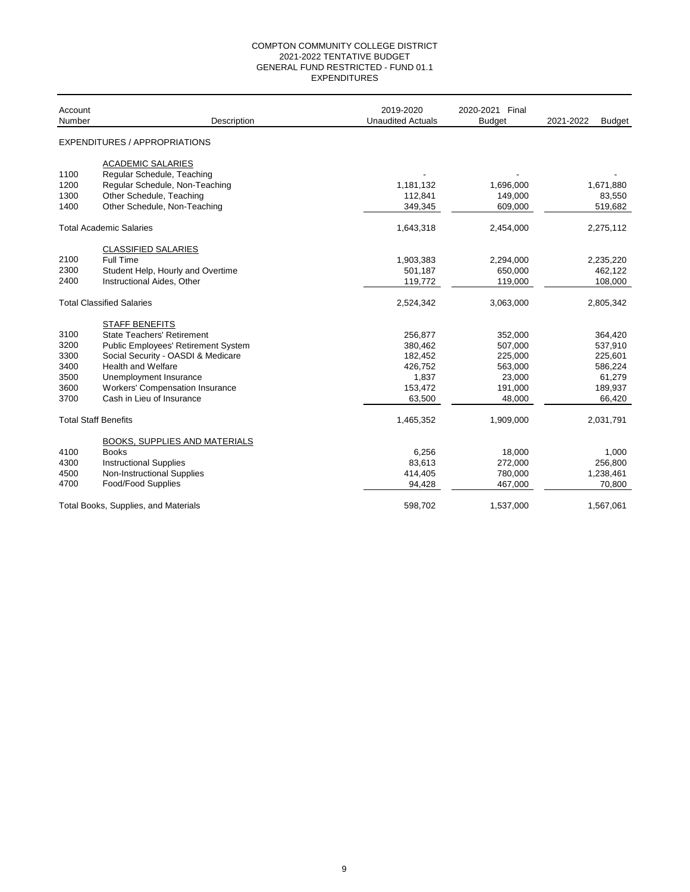# COMPTON COMMUNITY COLLEGE DISTRICT
## 2021-2022 TENTATIVE BUDGET
## GENERAL FUND RESTRICTED - FUND 01.1
## EXPENDITURES

| Account Number | Description | 2019-2020 Unaudited Actuals | 2020-2021 Final Budget | 2021-2022 Budget |
|---|---|---|---|---|
| | EXPENDITURES / APPROPRIATIONS | | | |
| | ACADEMIC SALARIES | | | |
| 1100 | Regular Schedule, Teaching | - | - | - |
| 1200 | Regular Schedule, Non-Teaching | 1,181,132 | 1,696,000 | 1,671,880 |
| 1300 | Other Schedule, Teaching | 112,841 | 149,000 | 83,550 |
| 1400 | Other Schedule, Non-Teaching | 349,345 | 609,000 | 519,682 |
| | Total Academic Salaries | 1,643,318 | 2,454,000 | 2,275,112 |
| | CLASSIFIED SALARIES | | | |
| 2100 | Full Time | 1,903,383 | 2,294,000 | 2,235,220 |
| 2300 | Student Help, Hourly and Overtime | 501,187 | 650,000 | 462,122 |
| 2400 | Instructional Aides, Other | 119,772 | 119,000 | 108,000 |
| | Total Classified Salaries | 2,524,342 | 3,063,000 | 2,805,342 |
| | STAFF BENEFITS | | | |
| 3100 | State Teachers' Retirement | 256,877 | 352,000 | 364,420 |
| 3200 | Public Employees' Retirement System | 380,462 | 507,000 | 537,910 |
| 3300 | Social Security - OASDI & Medicare | 182,452 | 225,000 | 225,601 |
| 3400 | Health and Welfare | 426,752 | 563,000 | 586,224 |
| 3500 | Unemployment Insurance | 1,837 | 23,000 | 61,279 |
| 3600 | Workers' Compensation Insurance | 153,472 | 191,000 | 189,937 |
| 3700 | Cash in Lieu of Insurance | 63,500 | 48,000 | 66,420 |
| | Total Staff Benefits | 1,465,352 | 1,909,000 | 2,031,791 |
| | BOOKS, SUPPLIES AND MATERIALS | | | |
| 4100 | Books | 6,256 | 18,000 | 1,000 |
| 4300 | Instructional Supplies | 83,613 | 272,000 | 256,800 |
| 4500 | Non-Instructional Supplies | 414,405 | 780,000 | 1,238,461 |
| 4700 | Food/Food Supplies | 94,428 | 467,000 | 70,800 |
| | Total Books, Supplies, and Materials | 598,702 | 1,537,000 | 1,567,061 |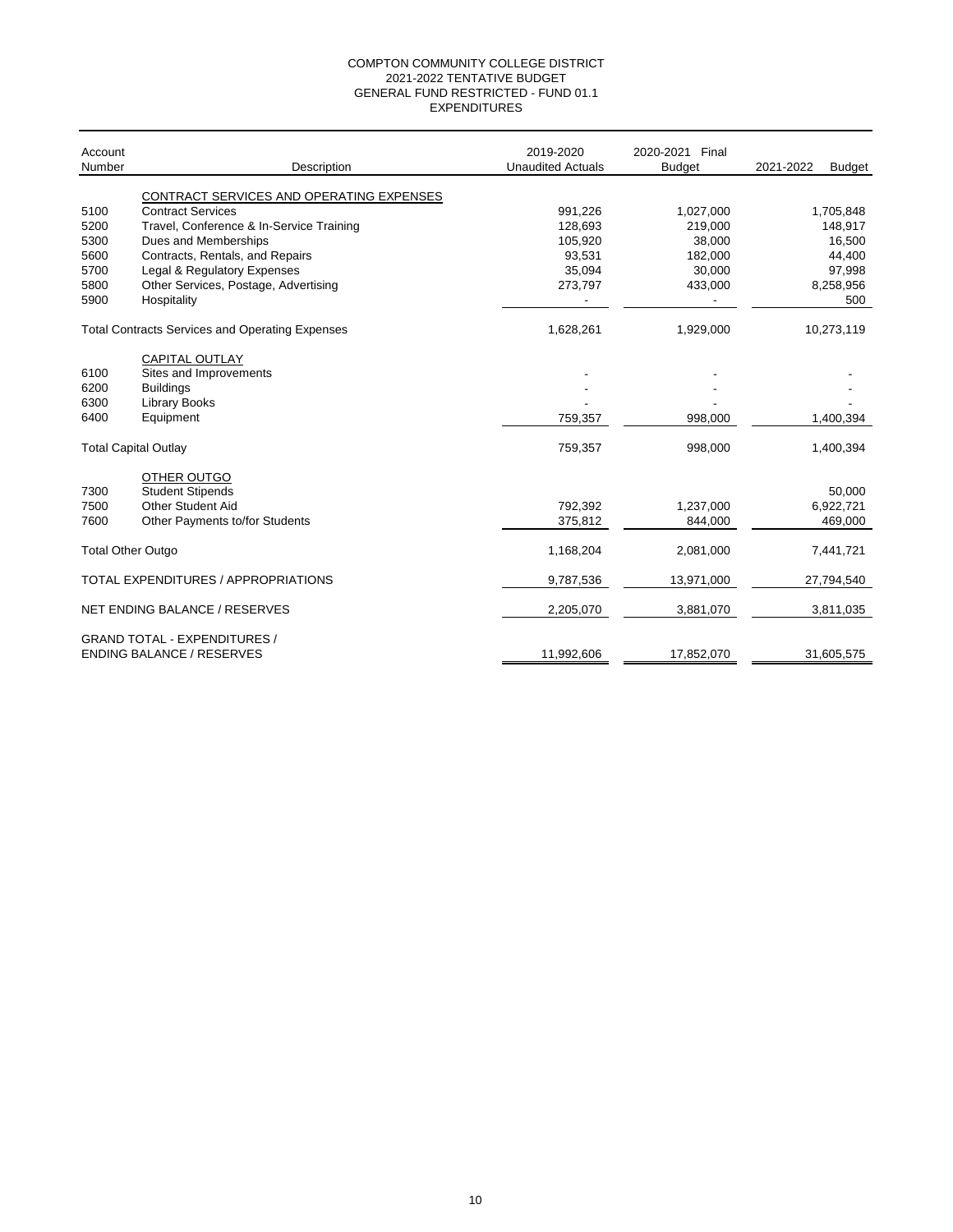# COMPTON COMMUNITY COLLEGE DISTRICT
## 2021-2022 TENTATIVE BUDGET
## GENERAL FUND RESTRICTED - FUND 01.1
## EXPENDITURES

| Account Number | Description | 2019-2020 Unaudited Actuals | 2020-2021 Final Budget | 2021-2022 Budget |
|---|---|---|---|---|
| | CONTRACT SERVICES AND OPERATING EXPENSES | | | |
| 5100 | Contract Services | 991,226 | 1,027,000 | 1,705,848 |
| 5200 | Travel, Conference & In-Service Training | 128,693 | 219,000 | 148,917 |
| 5300 | Dues and Memberships | 105,920 | 38,000 | 16,500 |
| 5600 | Contracts, Rentals, and Repairs | 93,531 | 182,000 | 44,400 |
| 5700 | Legal & Regulatory Expenses | 35,094 | 30,000 | 97,998 |
| 5800 | Other Services, Postage, Advertising | 273,797 | 433,000 | 8,258,956 |
| 5900 | Hospitality | - | - | 500 |
| Total Contracts Services and Operating Expenses | | 1,628,261 | 1,929,000 | 10,273,119 |
| | CAPITAL OUTLAY | | | |
| 6100 | Sites and Improvements | - | - | - |
| 6200 | Buildings | - | - | - |
| 6300 | Library Books | - | - | - |
| 6400 | Equipment | 759,357 | 998,000 | 1,400,394 |
| Total Capital Outlay | | 759,357 | 998,000 | 1,400,394 |
| | OTHER OUTGO | | | |
| 7300 | Student Stipends | | | 50,000 |
| 7500 | Other Student Aid | 792,392 | 1,237,000 | 6,922,721 |
| 7600 | Other Payments to/for Students | 375,812 | 844,000 | 469,000 |
| Total Other Outgo | | 1,168,204 | 2,081,000 | 7,441,721 |
| TOTAL EXPENDITURES / APPROPRIATIONS | | 9,787,536 | 13,971,000 | 27,794,540 |
| NET ENDING BALANCE / RESERVES | | 2,205,070 | 3,881,070 | 3,811,035 |
| GRAND TOTAL - EXPENDITURES / ENDING BALANCE / RESERVES | | 11,992,606 | 17,852,070 | 31,605,575 |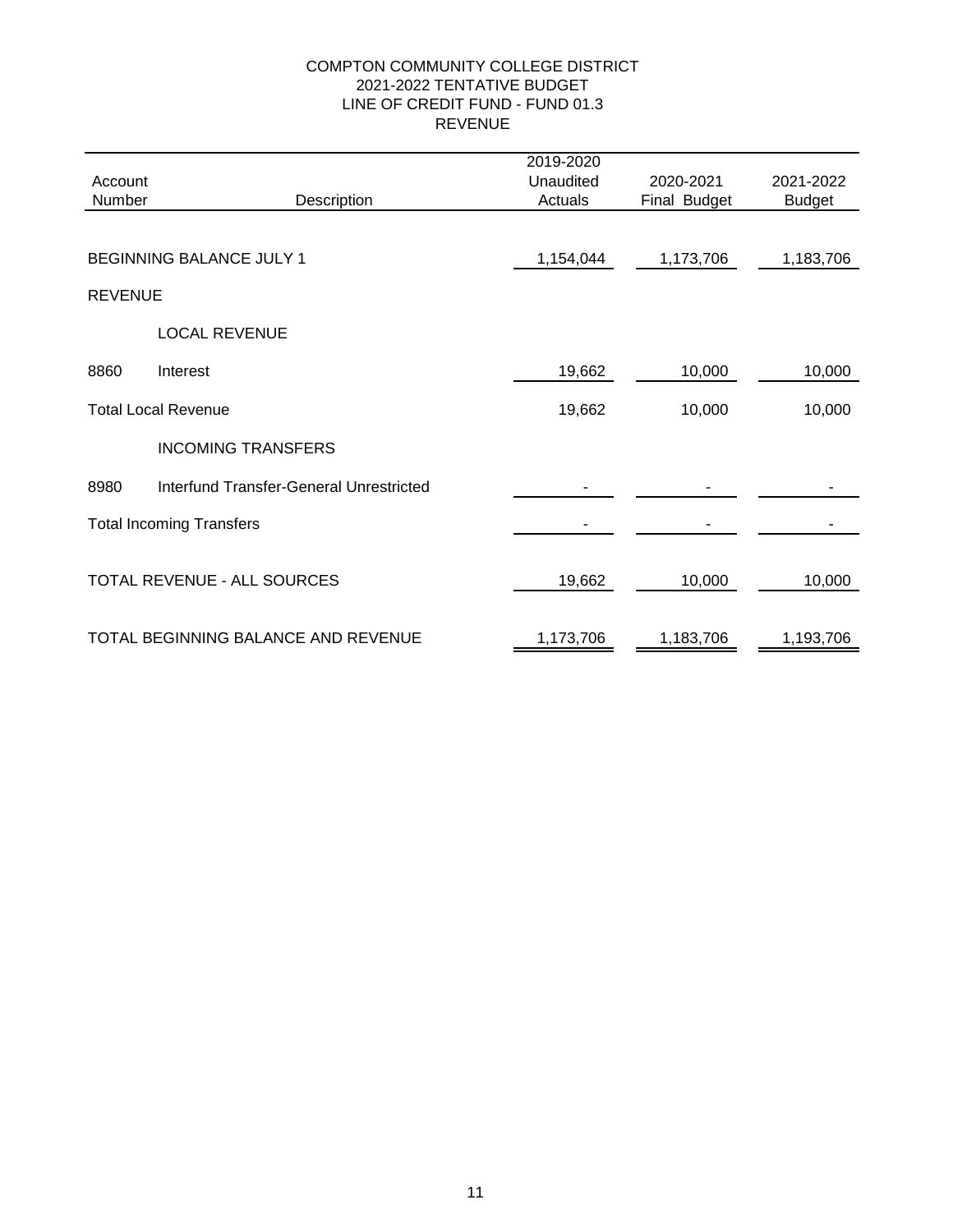# COMPTON COMMUNITY COLLEGE DISTRICT
## 2021-2022 TENTATIVE BUDGET
## LINE OF CREDIT FUND - FUND 01.3
## REVENUE

| Account Number | Description | 2019-2020 Unaudited Actuals | 2020-2021 Final Budget | 2021-2022 Budget |
|---|---|---|---|---|
| BEGINNING BALANCE JULY 1 | | 1,154,044 | 1,173,706 | 1,183,706 |
| REVENUE | | | | |
| | LOCAL REVENUE | | | |
| 8860 | Interest | 19,662 | 10,000 | 10,000 |
| Total Local Revenue | | 19,662 | 10,000 | 10,000 |
| | INCOMING TRANSFERS | | | |
| 8980 | Interfund Transfer-General Unrestricted | - | - | - |
| Total Incoming Transfers | | - | - | - |
| TOTAL REVENUE - ALL SOURCES | | 19,662 | 10,000 | 10,000 |
| TOTAL BEGINNING BALANCE AND REVENUE | | 1,173,706 | 1,183,706 | 1,193,706 |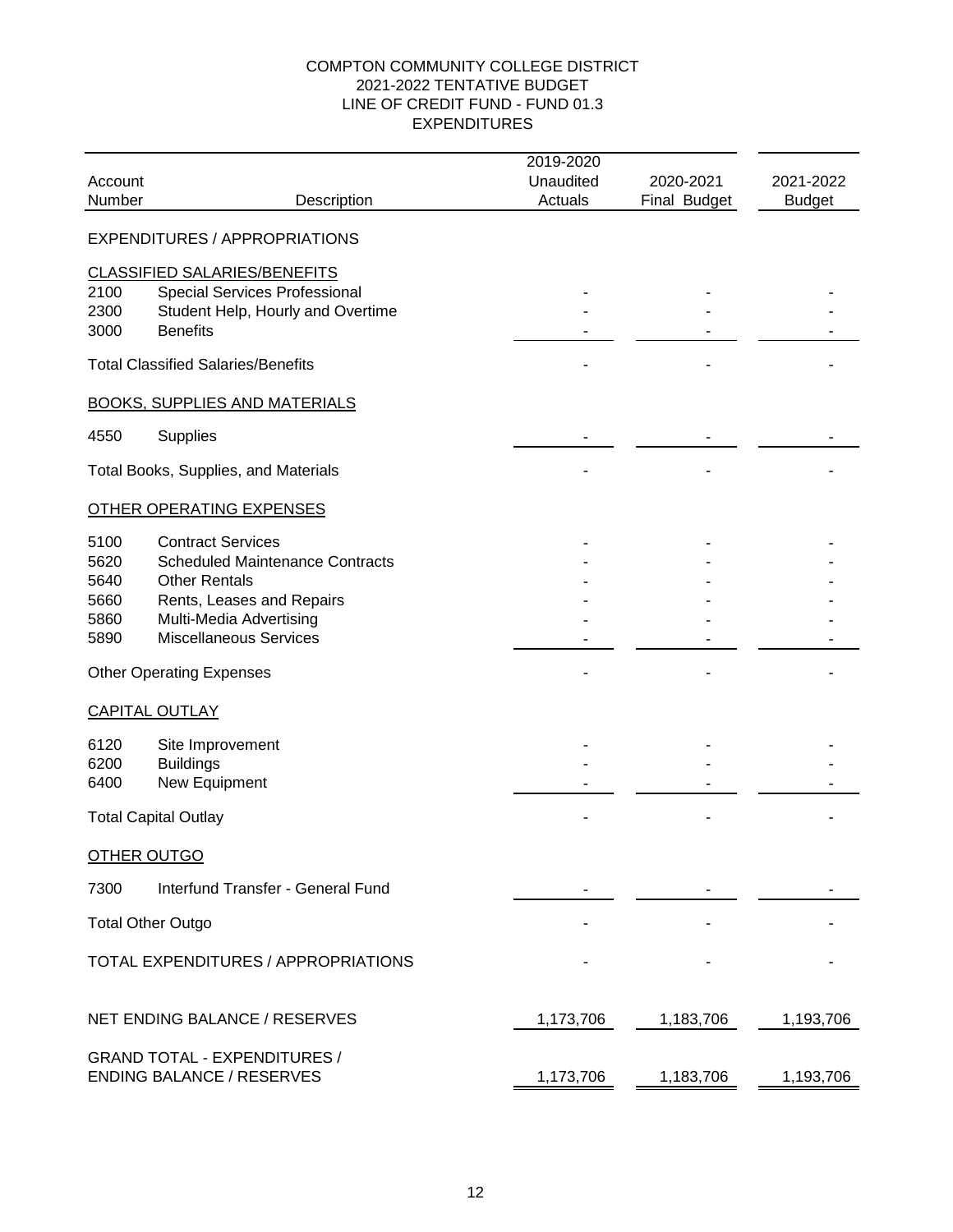COMPTON COMMUNITY COLLEGE DISTRICT
2021-2022 TENTATIVE BUDGET
LINE OF CREDIT FUND - FUND 01.3
EXPENDITURES

| Account Number | Description | 2019-2020 Unaudited Actuals | 2020-2021 Final Budget | 2021-2022 Budget |
|---|---|---|---|---|
| | EXPENDITURES / APPROPRIATIONS | | | |
| | CLASSIFIED SALARIES/BENEFITS | | | |
| 2100 | Special Services Professional | - | - | - |
| 2300 | Student Help, Hourly and Overtime | - | - | - |
| 3000 | Benefits | - | - | - |
| | Total Classified Salaries/Benefits | - | - | - |
| | BOOKS, SUPPLIES AND MATERIALS | | | |
| 4550 | Supplies | - | - | - |
| | Total Books, Supplies, and Materials | - | - | - |
| | OTHER OPERATING EXPENSES | | | |
| 5100 | Contract Services | - | - | - |
| 5620 | Scheduled Maintenance Contracts | - | - | - |
| 5640 | Other Rentals | - | - | - |
| 5660 | Rents, Leases and Repairs | - | - | - |
| 5860 | Multi-Media Advertising | - | - | - |
| 5890 | Miscellaneous Services | - | - | - |
| | Other Operating Expenses | - | - | - |
| | CAPITAL OUTLAY | | | |
| 6120 | Site Improvement | - | - | - |
| 6200 | Buildings | - | - | - |
| 6400 | New Equipment | - | - | - |
| | Total Capital Outlay | - | - | - |
| | OTHER OUTGO | | | |
| 7300 | Interfund Transfer - General Fund | - | - | - |
| | Total Other Outgo | - | - | - |
| | TOTAL EXPENDITURES / APPROPRIATIONS | - | - | - |
| | NET ENDING BALANCE / RESERVES | 1,173,706 | 1,183,706 | 1,193,706 |
| | GRAND TOTAL - EXPENDITURES / ENDING BALANCE / RESERVES | 1,173,706 | 1,183,706 | 1,193,706 |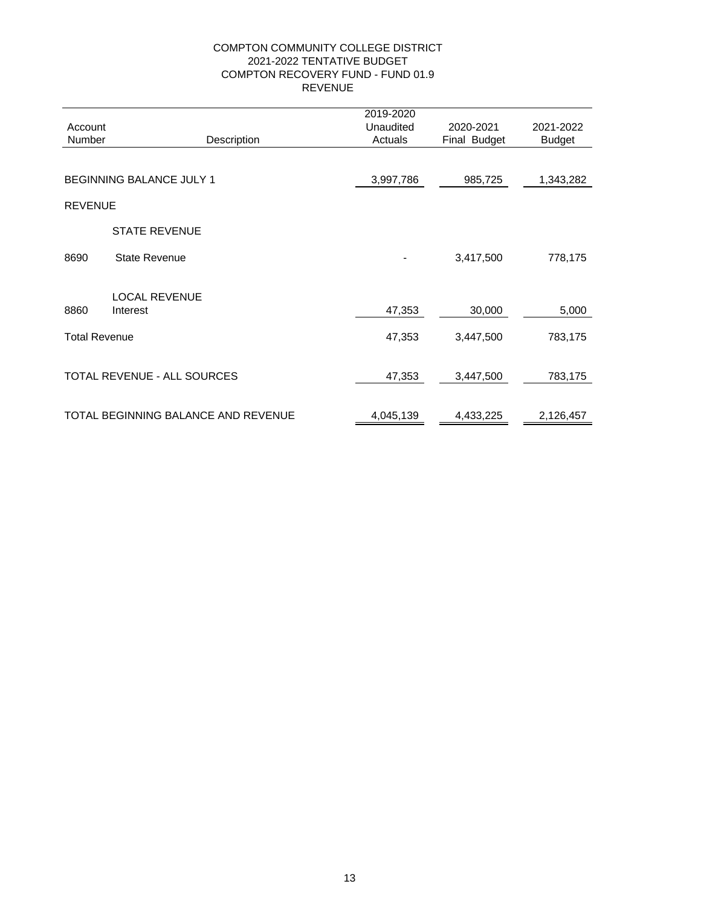# COMPTON COMMUNITY COLLEGE DISTRICT
## 2021-2022 TENTATIVE BUDGET
## COMPTON RECOVERY FUND - FUND 01.9
## REVENUE

| Account Number | Description | 2019-2020 Unaudited Actuals | 2020-2021 Final Budget | 2021-2022 Budget |
|---|---|---|---|---|
| | BEGINNING BALANCE JULY 1 | 3,997,786 | 985,725 | 1,343,282 |
| | REVENUE | | | |
| | STATE REVENUE | | | |
| 8690 | State Revenue | - | 3,417,500 | 778,175 |
| | LOCAL REVENUE | | | |
| 8860 | Interest | 47,353 | 30,000 | 5,000 |
| | Total Revenue | 47,353 | 3,447,500 | 783,175 |
| | TOTAL REVENUE - ALL SOURCES | 47,353 | 3,447,500 | 783,175 |
| | TOTAL BEGINNING BALANCE AND REVENUE | 4,045,139 | 4,433,225 | 2,126,457 |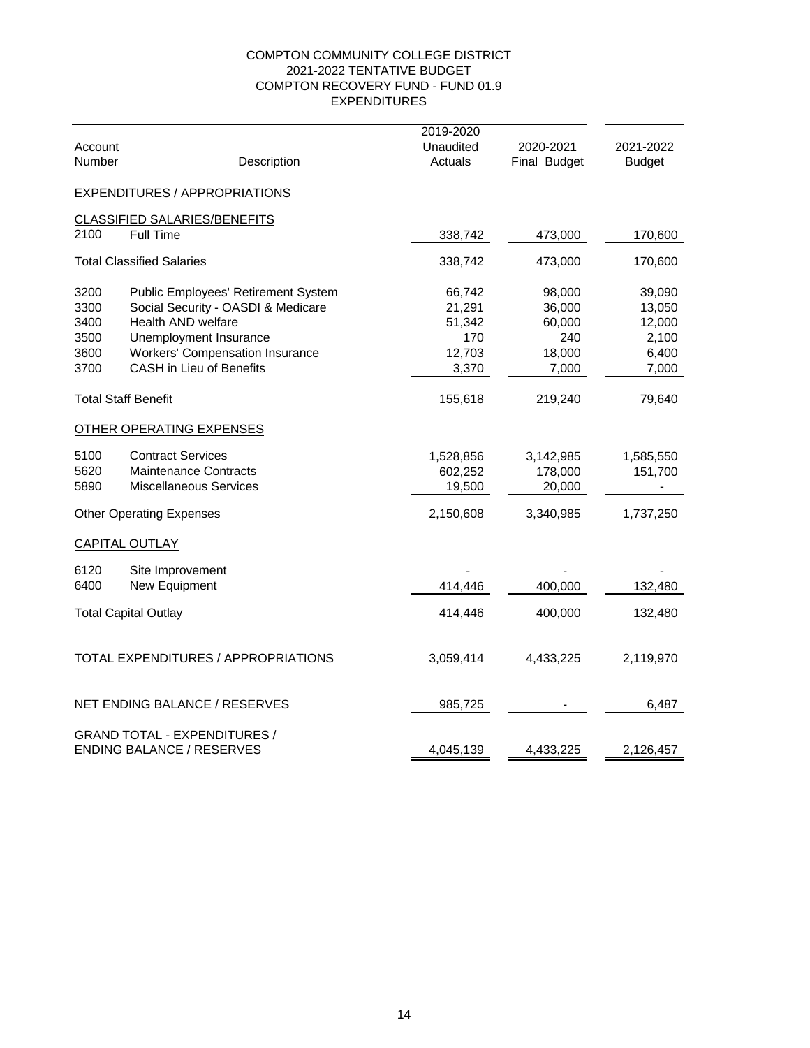# COMPTON COMMUNITY COLLEGE DISTRICT
## 2021-2022 TENTATIVE BUDGET
## COMPTON RECOVERY FUND - FUND 01.9
## EXPENDITURES

| Account Number | Description | 2019-2020 Unaudited Actuals | 2020-2021 Final Budget | 2021-2022 Budget |
|---|---|---|---|---|
| | EXPENDITURES / APPROPRIATIONS | | | |
| | CLASSIFIED SALARIES/BENEFITS | | | |
| 2100 | Full Time | 338,742 | 473,000 | 170,600 |
| | Total Classified Salaries | 338,742 | 473,000 | 170,600 |
| 3200 | Public Employees' Retirement System | 66,742 | 98,000 | 39,090 |
| 3300 | Social Security - OASDI & Medicare | 21,291 | 36,000 | 13,050 |
| 3400 | Health AND welfare | 51,342 | 60,000 | 12,000 |
| 3500 | Unemployment Insurance | 170 | 240 | 2,100 |
| 3600 | Workers' Compensation Insurance | 12,703 | 18,000 | 6,400 |
| 3700 | CASH in Lieu of Benefits | 3,370 | 7,000 | 7,000 |
| | Total Staff Benefit | 155,618 | 219,240 | 79,640 |
| | OTHER OPERATING EXPENSES | | | |
| 5100 | Contract Services | 1,528,856 | 3,142,985 | 1,585,550 |
| 5620 | Maintenance Contracts | 602,252 | 178,000 | 151,700 |
| 5890 | Miscellaneous Services | 19,500 | 20,000 | - |
| | Other Operating Expenses | 2,150,608 | 3,340,985 | 1,737,250 |
| | CAPITAL OUTLAY | | | |
| 6120 | Site Improvement | - | - | - |
| 6400 | New Equipment | 414,446 | 400,000 | 132,480 |
| | Total Capital Outlay | 414,446 | 400,000 | 132,480 |
| | TOTAL EXPENDITURES / APPROPRIATIONS | 3,059,414 | 4,433,225 | 2,119,970 |
| | NET ENDING BALANCE / RESERVES | 985,725 | - | 6,487 |
| | GRAND TOTAL - EXPENDITURES / ENDING BALANCE / RESERVES | 4,045,139 | 4,433,225 | 2,126,457 |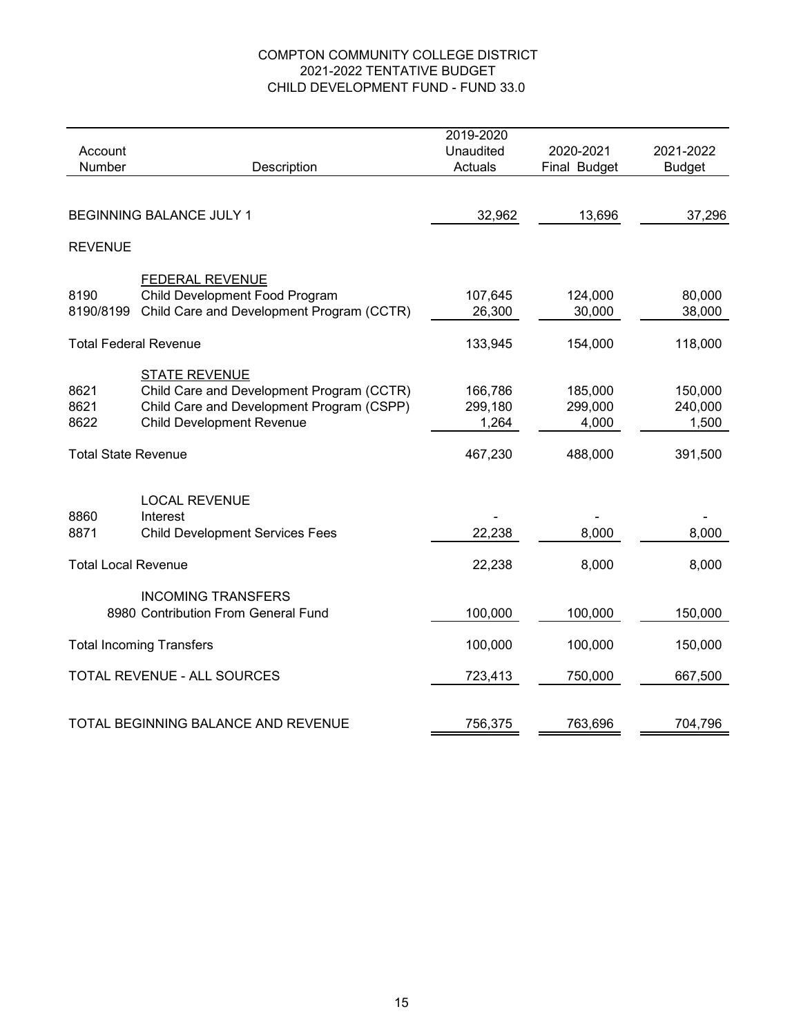# COMPTON COMMUNITY COLLEGE DISTRICT
## 2021-2022 TENTATIVE BUDGET
## CHILD DEVELOPMENT FUND - FUND 33.0

| Account Number | Description | 2019-2020 Unaudited Actuals | 2020-2021 Final Budget | 2021-2022 Budget |
|---|---|---|---|---|
| | BEGINNING BALANCE JULY 1 | 32,962 | 13,696 | 37,296 |
| | REVENUE | | | |
| | FEDERAL REVENUE | | | |
| 8190 | Child Development Food Program | 107,645 | 124,000 | 80,000 |
| 8190/8199 | Child Care and Development Program (CCTR) | 26,300 | 30,000 | 38,000 |
| | Total Federal Revenue | 133,945 | 154,000 | 118,000 |
| | STATE REVENUE | | | |
| 8621 | Child Care and Development Program (CCTR) | 166,786 | 185,000 | 150,000 |
| 8621 | Child Care and Development Program (CSPP) | 299,180 | 299,000 | 240,000 |
| 8622 | Child Development Revenue | 1,264 | 4,000 | 1,500 |
| | Total State Revenue | 467,230 | 488,000 | 391,500 |
| | LOCAL REVENUE | | | |
| 8860 | Interest | - | - | - |
| 8871 | Child Development Services Fees | 22,238 | 8,000 | 8,000 |
| | Total Local Revenue | 22,238 | 8,000 | 8,000 |
| | INCOMING TRANSFERS | | | |
| 8980 | Contribution From General Fund | 100,000 | 100,000 | 150,000 |
| | Total Incoming Transfers | 100,000 | 100,000 | 150,000 |
| | TOTAL REVENUE - ALL SOURCES | 723,413 | 750,000 | 667,500 |
| | TOTAL BEGINNING BALANCE AND REVENUE | 756,375 | 763,696 | 704,796 |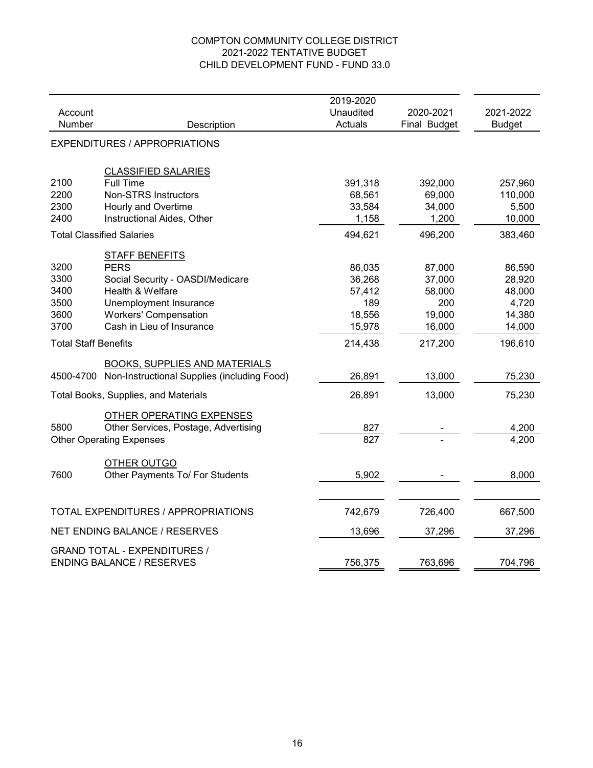# COMPTON COMMUNITY COLLEGE DISTRICT
## 2021-2022 TENTATIVE BUDGET
## CHILD DEVELOPMENT FUND - FUND 33.0

| Account Number | Description | 2019-2020 Unaudited Actuals | 2020-2021 Final Budget | 2021-2022 Budget |
|---|---|---|---|---|
| | EXPENDITURES / APPROPRIATIONS | | | |
| | CLASSIFIED SALARIES | | | |
| 2100 | Full Time | 391,318 | 392,000 | 257,960 |
| 2200 | Non-STRS Instructors | 68,561 | 69,000 | 110,000 |
| 2300 | Hourly and Overtime | 33,584 | 34,000 | 5,500 |
| 2400 | Instructional Aides, Other | 1,158 | 1,200 | 10,000 |
| | Total Classified Salaries | 494,621 | 496,200 | 383,460 |
| | STAFF BENEFITS | | | |
| 3200 | PERS | 86,035 | 87,000 | 86,590 |
| 3300 | Social Security - OASDI/Medicare | 36,268 | 37,000 | 28,920 |
| 3400 | Health & Welfare | 57,412 | 58,000 | 48,000 |
| 3500 | Unemployment Insurance | 189 | 200 | 4,720 |
| 3600 | Workers' Compensation | 18,556 | 19,000 | 14,380 |
| 3700 | Cash in Lieu of Insurance | 15,978 | 16,000 | 14,000 |
| | Total Staff Benefits | 214,438 | 217,200 | 196,610 |
| | BOOKS, SUPPLIES AND MATERIALS | | | |
| 4500-4700 | Non-Instructional Supplies (including Food) | 26,891 | 13,000 | 75,230 |
| | Total Books, Supplies, and Materials | 26,891 | 13,000 | 75,230 |
| | OTHER OPERATING EXPENSES | | | |
| 5800 | Other Services, Postage, Advertising | 827 | - | 4,200 |
| | Other Operating Expenses | 827 | - | 4,200 |
| | OTHER OUTGO | | | |
| 7600 | Other Payments To/ For Students | 5,902 | - | 8,000 |
| | TOTAL EXPENDITURES / APPROPRIATIONS | 742,679 | 726,400 | 667,500 |
| | NET ENDING BALANCE / RESERVES | 13,696 | 37,296 | 37,296 |
| | GRAND TOTAL - EXPENDITURES / ENDING BALANCE / RESERVES | 756,375 | 763,696 | 704,796 |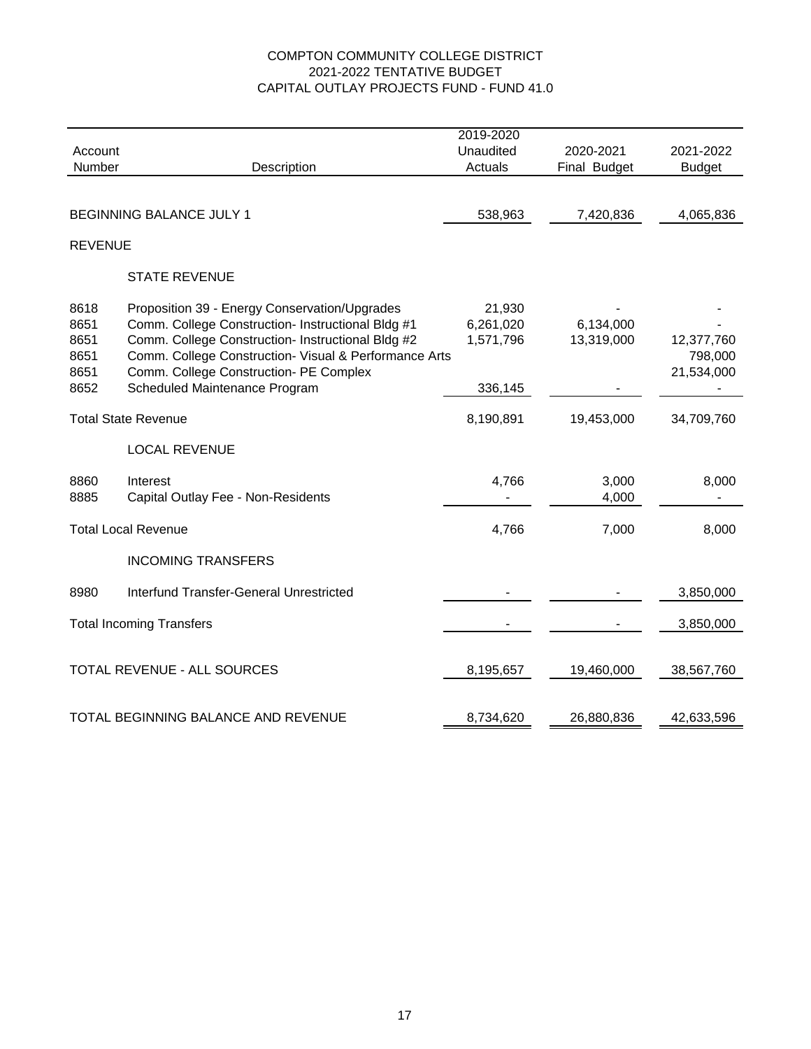# COMPTON COMMUNITY COLLEGE DISTRICT
## 2021-2022 TENTATIVE BUDGET
## CAPITAL OUTLAY PROJECTS FUND - FUND 41.0

| Account Number | Description | 2019-2020 Unaudited Actuals | 2020-2021 Final Budget | 2021-2022 Budget |
|---|---|---|---|---|
| | BEGINNING BALANCE JULY 1 | 538,963 | 7,420,836 | 4,065,836 |
| | REVENUE | | | |
| | STATE REVENUE | | | |
| 8618 | Proposition 39 - Energy Conservation/Upgrades | 21,930 | - | - |
| 8651 | Comm. College Construction- Instructional Bldg #1 | 6,261,020 | 6,134,000 | - |
| 8651 | Comm. College Construction- Instructional Bldg #2 | 1,571,796 | 13,319,000 | 12,377,760 |
| 8651 | Comm. College Construction- Visual & Performance Arts | | | 798,000 |
| 8651 | Comm. College Construction- PE Complex | | | 21,534,000 |
| 8652 | Scheduled Maintenance Program | 336,145 | - | - |
| | Total State Revenue | 8,190,891 | 19,453,000 | 34,709,760 |
| | LOCAL REVENUE | | | |
| 8860 | Interest | 4,766 | 3,000 | 8,000 |
| 8885 | Capital Outlay Fee - Non-Residents | - | 4,000 | - |
| | Total Local Revenue | 4,766 | 7,000 | 8,000 |
| | INCOMING TRANSFERS | | | |
| 8980 | Interfund Transfer-General Unrestricted | - | - | 3,850,000 |
| | Total Incoming Transfers | - | - | 3,850,000 |
| | TOTAL REVENUE - ALL SOURCES | 8,195,657 | 19,460,000 | 38,567,760 |
| | TOTAL BEGINNING BALANCE AND REVENUE | 8,734,620 | 26,880,836 | 42,633,596 |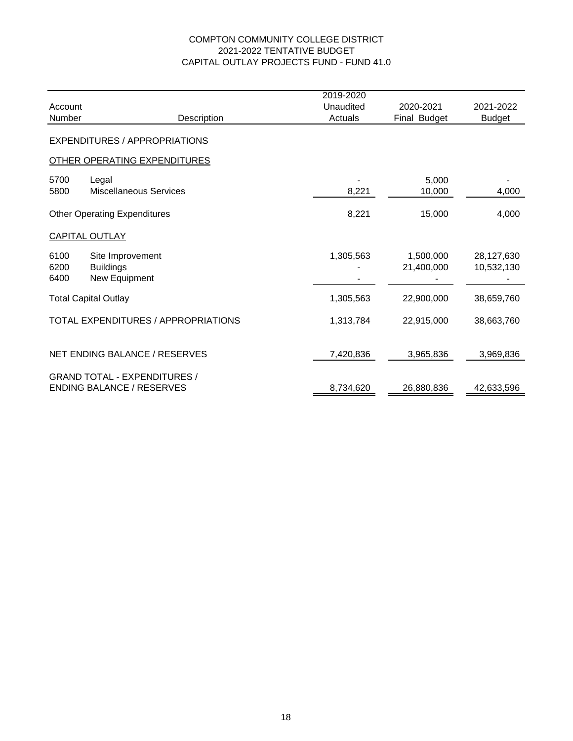# COMPTON COMMUNITY COLLEGE DISTRICT
## 2021-2022 TENTATIVE BUDGET
## CAPITAL OUTLAY PROJECTS FUND - FUND 41.0

| Account Number | Description | 2019-2020 Unaudited Actuals | 2020-2021 Final Budget | 2021-2022 Budget |
|---|---|---|---|---|
| | EXPENDITURES / APPROPRIATIONS | | | |
| | OTHER OPERATING EXPENDITURES | | | |
| 5700 | Legal | - | 5,000 | - |
| 5800 | Miscellaneous Services | 8,221 | 10,000 | 4,000 |
| | Other Operating Expenditures | 8,221 | 15,000 | 4,000 |
| | CAPITAL OUTLAY | | | |
| 6100 | Site Improvement | 1,305,563 | 1,500,000 | 28,127,630 |
| 6200 | Buildings | - | 21,400,000 | 10,532,130 |
| 6400 | New Equipment | - | - | - |
| | Total Capital Outlay | 1,305,563 | 22,900,000 | 38,659,760 |
| | TOTAL EXPENDITURES / APPROPRIATIONS | 1,313,784 | 22,915,000 | 38,663,760 |
| | NET ENDING BALANCE / RESERVES | 7,420,836 | 3,965,836 | 3,969,836 |
| | GRAND TOTAL - EXPENDITURES / ENDING BALANCE / RESERVES | 8,734,620 | 26,880,836 | 42,633,596 |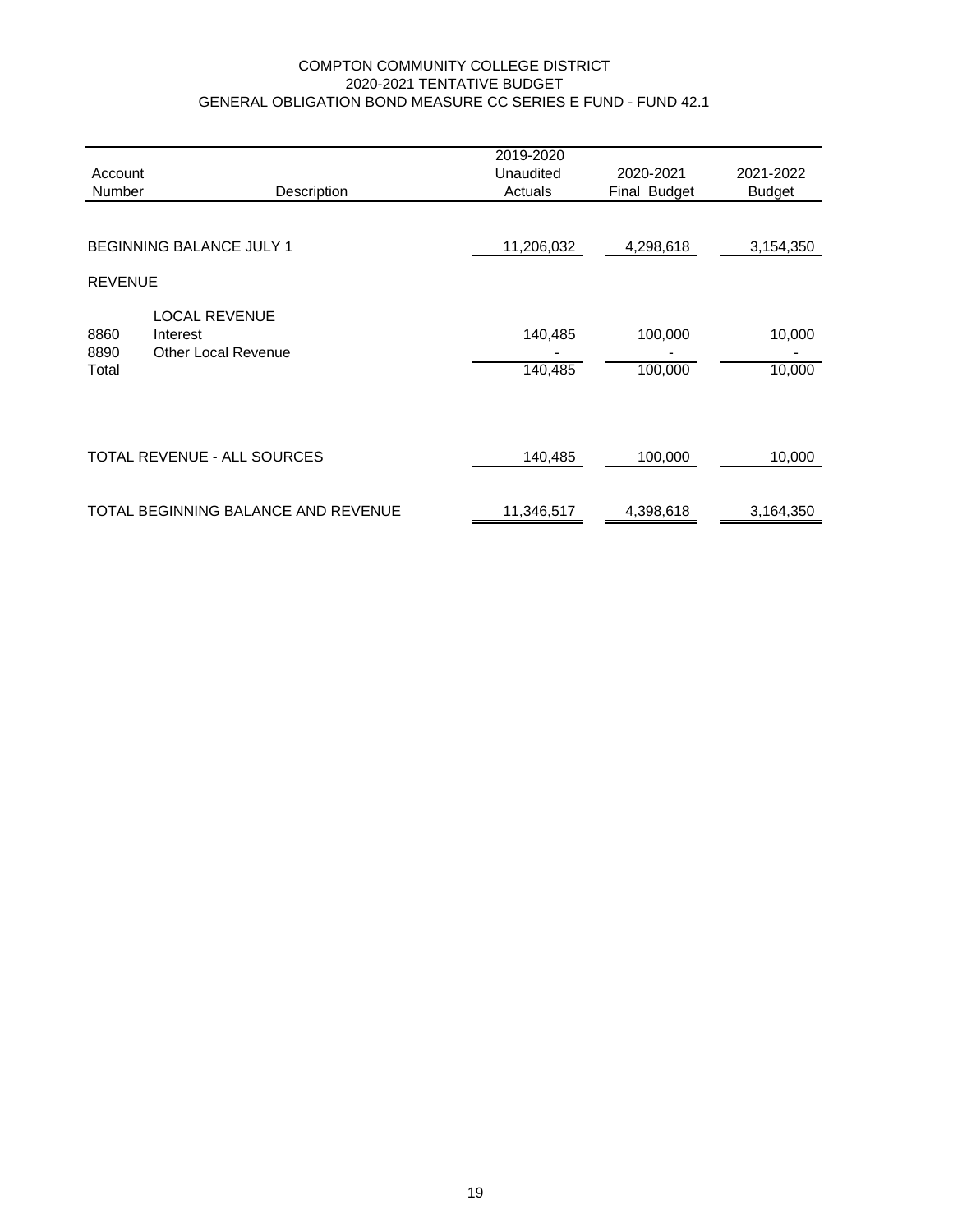COMPTON COMMUNITY COLLEGE DISTRICT
2020-2021 TENTATIVE BUDGET
GENERAL OBLIGATION BOND MEASURE CC SERIES E FUND - FUND 42.1

| Account Number | Description | 2019-2020 Unaudited Actuals | 2020-2021 Final Budget | 2021-2022 Budget |
|---|---|---|---|---|
| BEGINNING BALANCE JULY 1 | | 11,206,032 | 4,298,618 | 3,154,350 |
| REVENUE | | | | |
| | LOCAL REVENUE | | | |
| 8860 | Interest | 140,485 | 100,000 | 10,000 |
| 8890 | Other Local Revenue | - | - | - |
| Total | | 140,485 | 100,000 | 10,000 |
| TOTAL REVENUE - ALL SOURCES | | 140,485 | 100,000 | 10,000 |
| TOTAL BEGINNING BALANCE AND REVENUE | | 11,346,517 | 4,398,618 | 3,164,350 |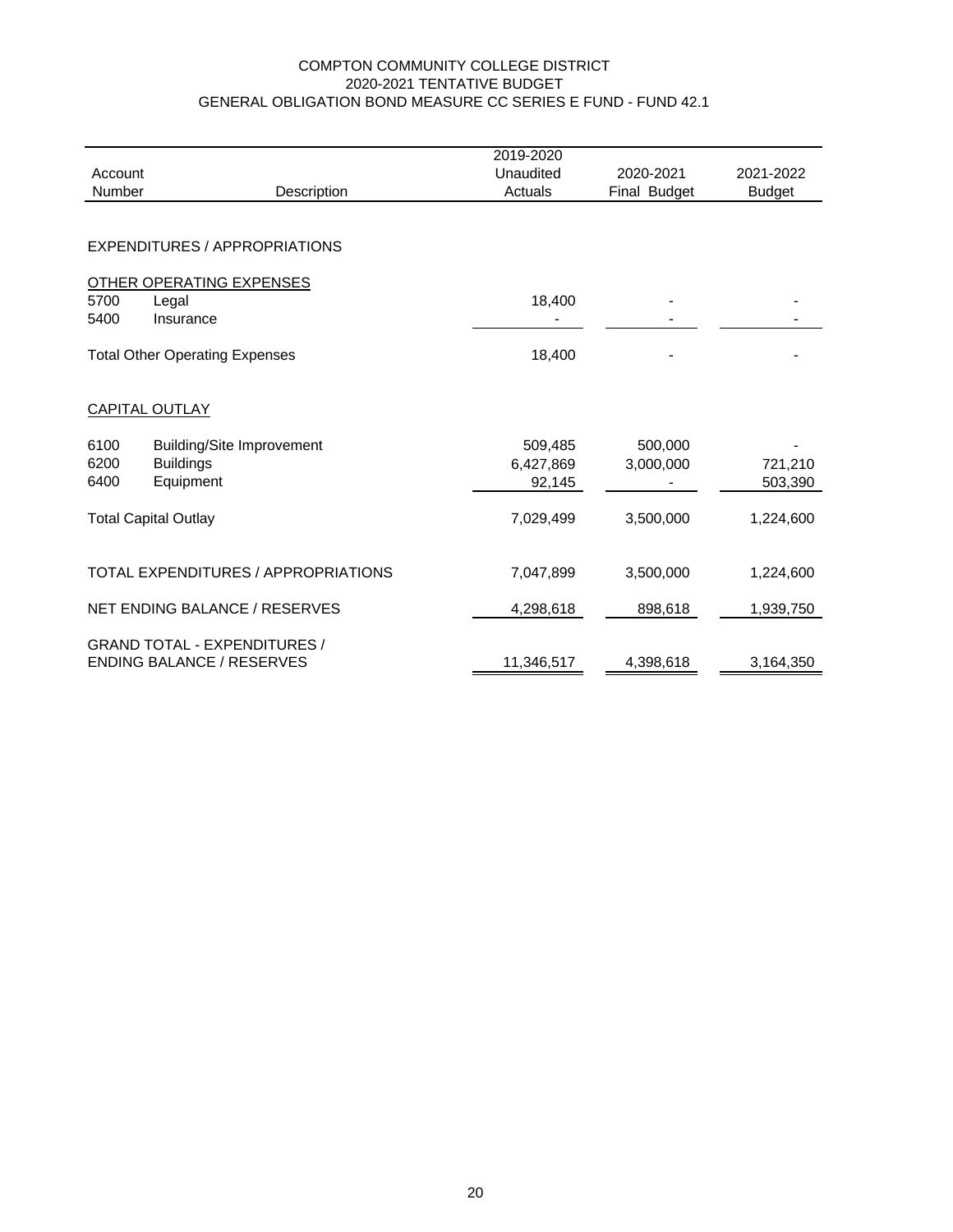# COMPTON COMMUNITY COLLEGE DISTRICT
## 2020-2021 TENTATIVE BUDGET
## GENERAL OBLIGATION BOND MEASURE CC SERIES E FUND - FUND 42.1

| Account Number | Description | 2019-2020 Unaudited Actuals | 2020-2021 Final Budget | 2021-2022 Budget |
|---|---|---|---|---|
| | EXPENDITURES / APPROPRIATIONS | | | |
| | OTHER OPERATING EXPENSES | | | |
| 5700 | Legal | 18,400 | - | - |
| 5400 | Insurance | - | - | - |
| | Total Other Operating Expenses | 18,400 | - | - |
| | CAPITAL OUTLAY | | | |
| 6100 | Building/Site Improvement | 509,485 | 500,000 | - |
| 6200 | Buildings | 6,427,869 | 3,000,000 | 721,210 |
| 6400 | Equipment | 92,145 | - | 503,390 |
| | Total Capital Outlay | 7,029,499 | 3,500,000 | 1,224,600 |
| | TOTAL EXPENDITURES / APPROPRIATIONS | 7,047,899 | 3,500,000 | 1,224,600 |
| | NET ENDING BALANCE / RESERVES | 4,298,618 | 898,618 | 1,939,750 |
| | GRAND TOTAL - EXPENDITURES / ENDING BALANCE / RESERVES | 11,346,517 | 4,398,618 | 3,164,350 |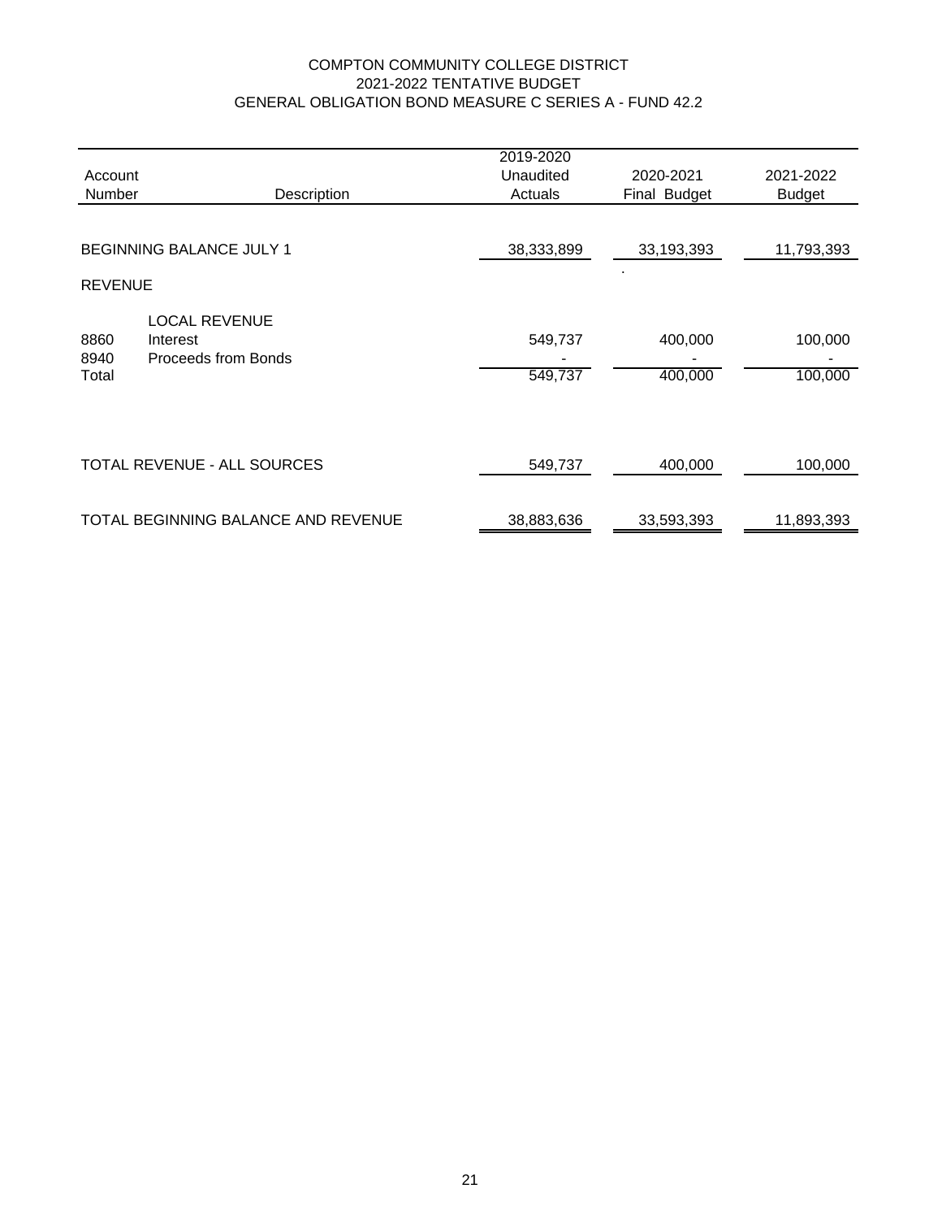COMPTON COMMUNITY COLLEGE DISTRICT
2021-2022 TENTATIVE BUDGET
GENERAL OBLIGATION BOND MEASURE C SERIES A - FUND 42.2

| Account Number | Description | 2019-2020 Unaudited Actuals | 2020-2021 Final Budget | 2021-2022 Budget |
|---|---|---|---|---|
| BEGINNING BALANCE JULY 1 | | 38,333,899 | 33,193,393 | 11,793,393 |
| REVENUE | | | | |
| | LOCAL REVENUE | | | |
| 8860 | Interest | 549,737 | 400,000 | 100,000 |
| 8940 | Proceeds from Bonds | - | - | - |
| Total | | 549,737 | 400,000 | 100,000 |
| TOTAL REVENUE - ALL SOURCES | | 549,737 | 400,000 | 100,000 |
| TOTAL BEGINNING BALANCE AND REVENUE | | 38,883,636 | 33,593,393 | 11,893,393 |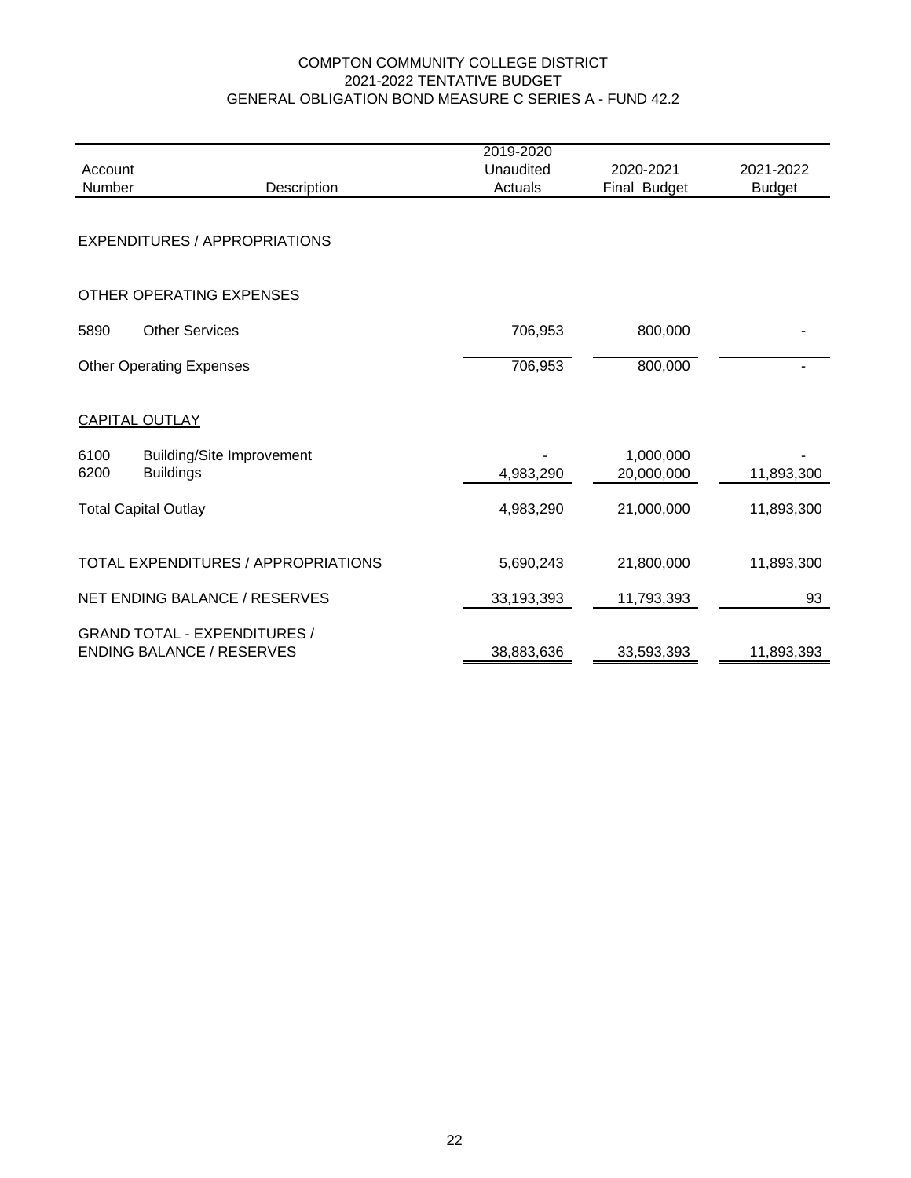COMPTON COMMUNITY COLLEGE DISTRICT
2021-2022 TENTATIVE BUDGET
GENERAL OBLIGATION BOND MEASURE C SERIES A - FUND 42.2

| Account Number | Description | 2019-2020 Unaudited Actuals | 2020-2021 Final Budget | 2021-2022 Budget |
|---|---|---|---|---|
| | EXPENDITURES / APPROPRIATIONS | | | |
| | OTHER OPERATING EXPENSES | | | |
| 5890 | Other Services | 706,953 | 800,000 | - |
| | Other Operating Expenses | 706,953 | 800,000 | - |
| | CAPITAL OUTLAY | | | |
| 6100 | Building/Site Improvement | - | 1,000,000 | - |
| 6200 | Buildings | 4,983,290 | 20,000,000 | 11,893,300 |
| | Total Capital Outlay | 4,983,290 | 21,000,000 | 11,893,300 |
| | TOTAL EXPENDITURES / APPROPRIATIONS | 5,690,243 | 21,800,000 | 11,893,300 |
| | NET ENDING BALANCE / RESERVES | 33,193,393 | 11,793,393 | 93 |
| | GRAND TOTAL - EXPENDITURES / ENDING BALANCE / RESERVES | 38,883,636 | 33,593,393 | 11,893,393 |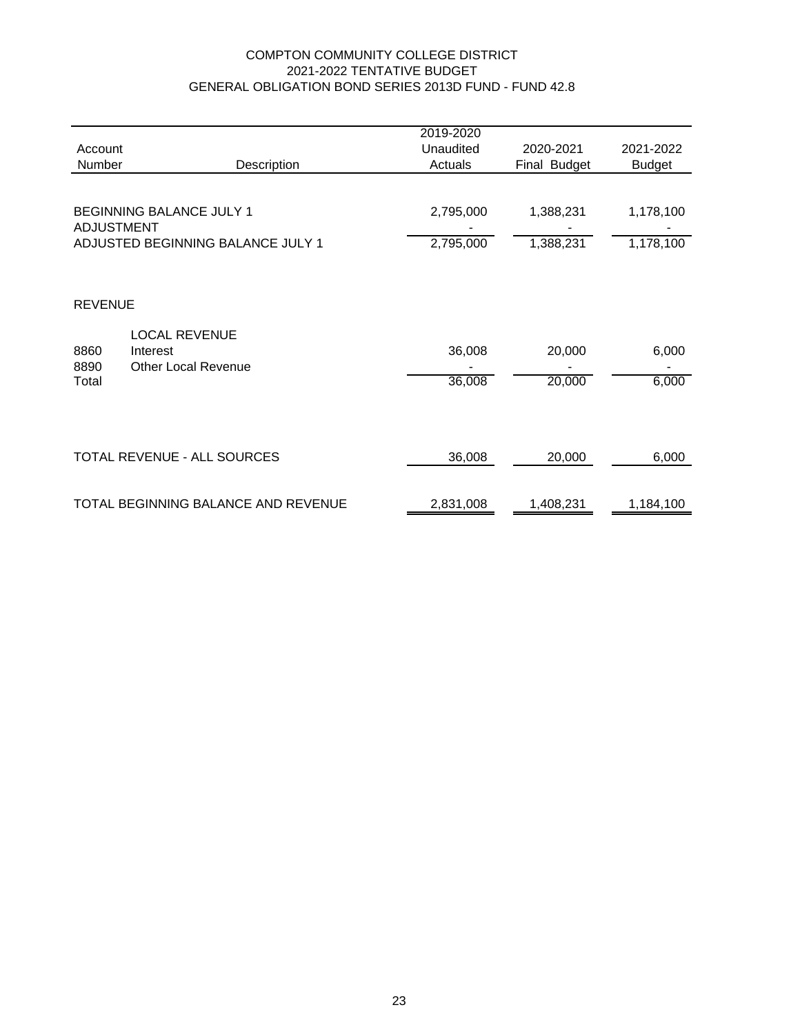COMPTON COMMUNITY COLLEGE DISTRICT
2021-2022 TENTATIVE BUDGET
GENERAL OBLIGATION BOND SERIES 2013D FUND - FUND 42.8

| Account Number | Description | 2019-2020 Unaudited Actuals | 2020-2021 Final Budget | 2021-2022 Budget |
|---|---|---|---|---|
| BEGINNING BALANCE JULY 1 | | 2,795,000 | 1,388,231 | 1,178,100 |
| ADJUSTMENT | | - | - | - |
| ADJUSTED BEGINNING BALANCE JULY 1 | | 2,795,000 | 1,388,231 | 1,178,100 |
| REVENUE | | | | |
| | LOCAL REVENUE | | | |
| 8860 | Interest | 36,008 | 20,000 | 6,000 |
| 8890 | Other Local Revenue | - | - | - |
| Total | | 36,008 | 20,000 | 6,000 |
| TOTAL REVENUE - ALL SOURCES | | 36,008 | 20,000 | 6,000 |
| TOTAL BEGINNING BALANCE AND REVENUE | | 2,831,008 | 1,408,231 | 1,184,100 |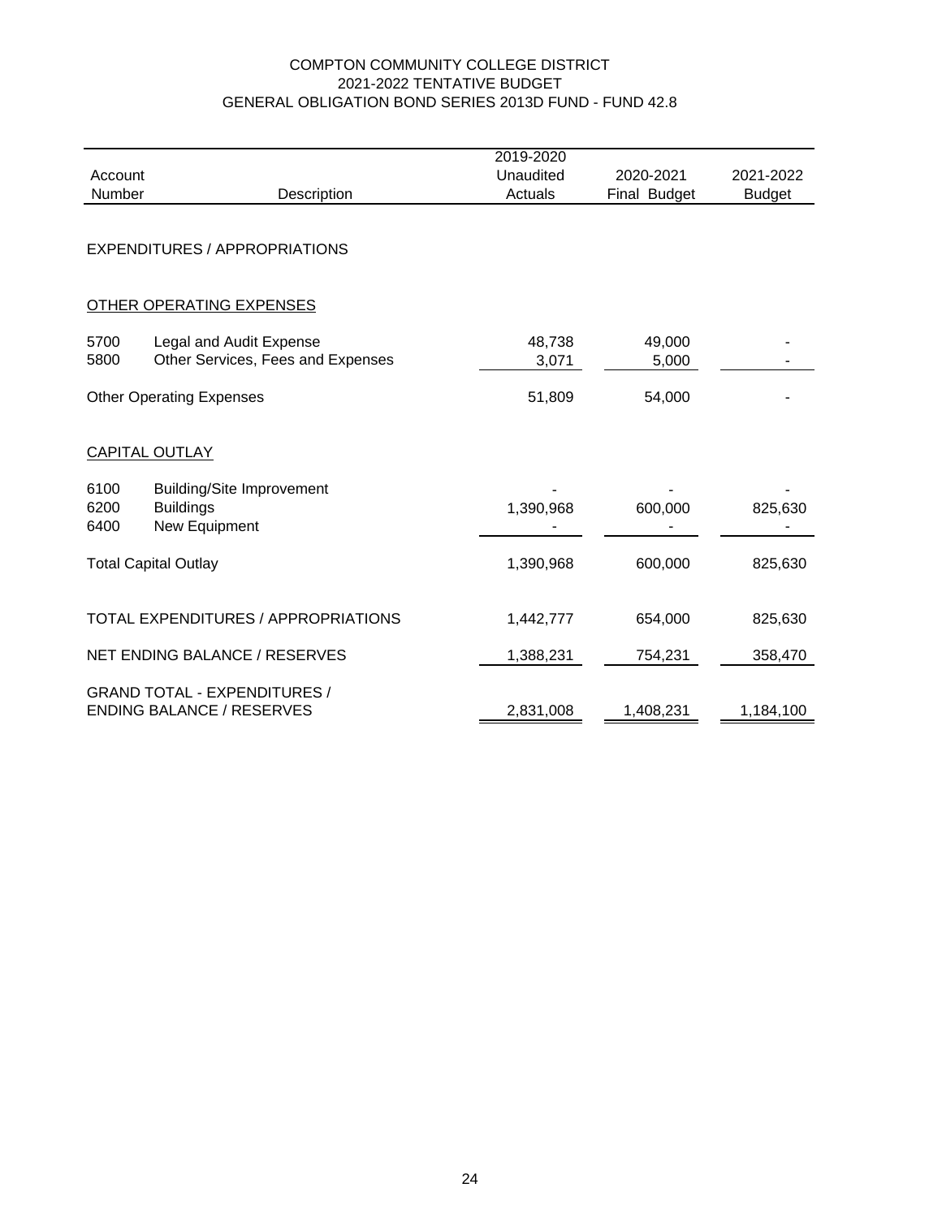# COMPTON COMMUNITY COLLEGE DISTRICT
## 2021-2022 TENTATIVE BUDGET
## GENERAL OBLIGATION BOND SERIES 2013D FUND - FUND 42.8

| Account Number | Description | 2019-2020 Unaudited Actuals | 2020-2021 Final Budget | 2021-2022 Budget |
|---|---|---|---|---|
| | **EXPENDITURES / APPROPRIATIONS** | | | |
| | **OTHER OPERATING EXPENSES** | | | |
| 5700 | Legal and Audit Expense | 48,738 | 49,000 | - |
| 5800 | Other Services, Fees and Expenses | 3,071 | 5,000 | - |
| | Other Operating Expenses | 51,809 | 54,000 | - |
| | **CAPITAL OUTLAY** | | | |
| 6100 | Building/Site Improvement | - | - | - |
| 6200 | Buildings | 1,390,968 | 600,000 | 825,630 |
| 6400 | New Equipment | - | - | - |
| | Total Capital Outlay | 1,390,968 | 600,000 | 825,630 |
| | TOTAL EXPENDITURES / APPROPRIATIONS | 1,442,777 | 654,000 | 825,630 |
| | NET ENDING BALANCE / RESERVES | 1,388,231 | 754,231 | 358,470 |
| | GRAND TOTAL - EXPENDITURES / ENDING BALANCE / RESERVES | 2,831,008 | 1,408,231 | 1,184,100 |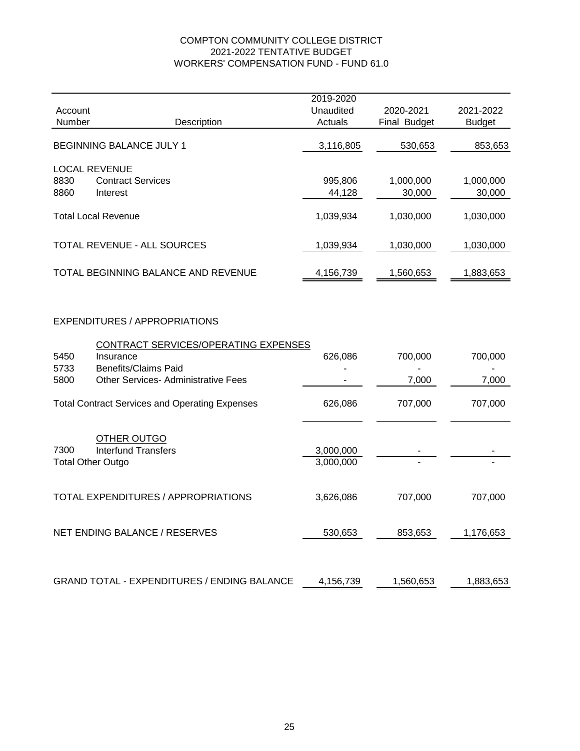# COMPTON COMMUNITY COLLEGE DISTRICT
## 2021-2022 TENTATIVE BUDGET
## WORKERS' COMPENSATION FUND - FUND 61.0

| Account Number | Description | 2019-2020 Unaudited Actuals | 2020-2021 Final Budget | 2021-2022 Budget |
|---|---|---|---|---|
| | BEGINNING BALANCE JULY 1 | 3,116,805 | 530,653 | 853,653 |
| | LOCAL REVENUE | | | |
| 8830 | Contract Services | 995,806 | 1,000,000 | 1,000,000 |
| 8860 | Interest | 44,128 | 30,000 | 30,000 |
| | Total Local Revenue | 1,039,934 | 1,030,000 | 1,030,000 |
| | TOTAL REVENUE - ALL SOURCES | 1,039,934 | 1,030,000 | 1,030,000 |
| | TOTAL BEGINNING BALANCE AND REVENUE | 4,156,739 | 1,560,653 | 1,883,653 |
| | EXPENDITURES / APPROPRIATIONS | | | |
| | CONTRACT SERVICES/OPERATING EXPENSES | | | |
| 5450 | Insurance | 626,086 | 700,000 | 700,000 |
| 5733 | Benefits/Claims Paid | - | - | - |
| 5800 | Other Services- Administrative Fees | - | 7,000 | 7,000 |
| | Total Contract Services and Operating Expenses | 626,086 | 707,000 | 707,000 |
| | OTHER OUTGO | | | |
| 7300 | Interfund Transfers | 3,000,000 | - | - |
| | Total Other Outgo | 3,000,000 | - | - |
| | TOTAL EXPENDITURES / APPROPRIATIONS | 3,626,086 | 707,000 | 707,000 |
| | NET ENDING BALANCE / RESERVES | 530,653 | 853,653 | 1,176,653 |
| | GRAND TOTAL - EXPENDITURES / ENDING BALANCE | 4,156,739 | 1,560,653 | 1,883,653 |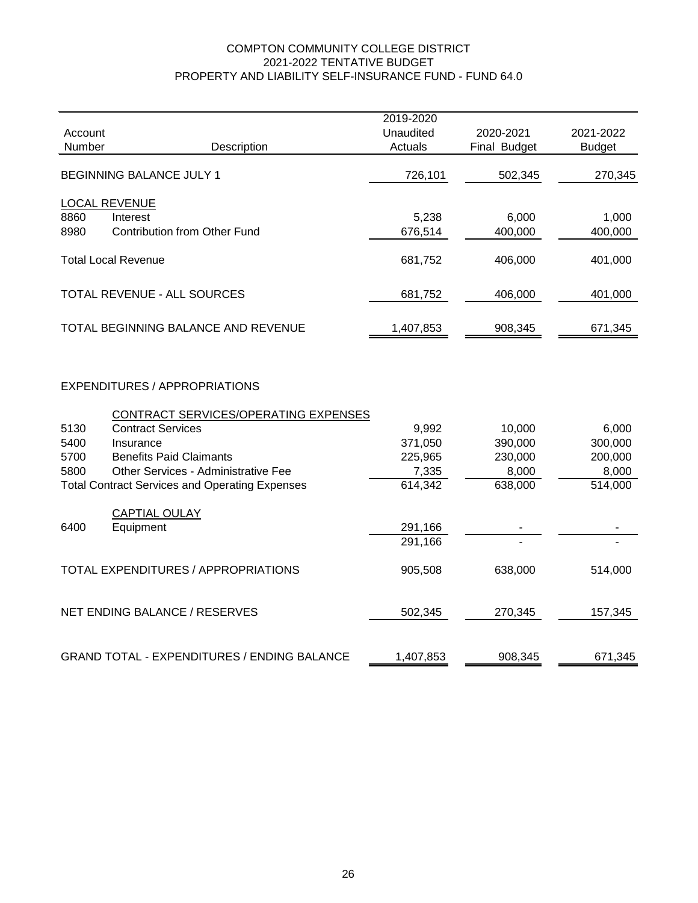# COMPTON COMMUNITY COLLEGE DISTRICT
## 2021-2022 TENTATIVE BUDGET
## PROPERTY AND LIABILITY SELF-INSURANCE FUND - FUND 64.0

| Account Number | Description | 2019-2020 Unaudited Actuals | 2020-2021 Final Budget | 2021-2022 Budget |
|---|---|---|---|---|
| | BEGINNING BALANCE JULY 1 | 726,101 | 502,345 | 270,345 |
| | LOCAL REVENUE | | | |
| 8860 | Interest | 5,238 | 6,000 | 1,000 |
| 8980 | Contribution from Other Fund | 676,514 | 400,000 | 400,000 |
| | Total Local Revenue | 681,752 | 406,000 | 401,000 |
| | TOTAL REVENUE - ALL SOURCES | 681,752 | 406,000 | 401,000 |
| | TOTAL BEGINNING BALANCE AND REVENUE | 1,407,853 | 908,345 | 671,345 |
| | EXPENDITURES / APPROPRIATIONS | | | |
| | CONTRACT SERVICES/OPERATING EXPENSES | | | |
| 5130 | Contract Services | 9,992 | 10,000 | 6,000 |
| 5400 | Insurance | 371,050 | 390,000 | 300,000 |
| 5700 | Benefits Paid Claimants | 225,965 | 230,000 | 200,000 |
| 5800 | Other Services - Administrative Fee | 7,335 | 8,000 | 8,000 |
| | Total Contract Services and Operating Expenses | 614,342 | 638,000 | 514,000 |
| | CAPTIAL OULAY | | | |
| 6400 | Equipment | 291,166 | - | - |
| | | 291,166 | - | - |
| | TOTAL EXPENDITURES / APPROPRIATIONS | 905,508 | 638,000 | 514,000 |
| | NET ENDING BALANCE / RESERVES | 502,345 | 270,345 | 157,345 |
| | GRAND TOTAL - EXPENDITURES / ENDING BALANCE | 1,407,853 | 908,345 | 671,345 |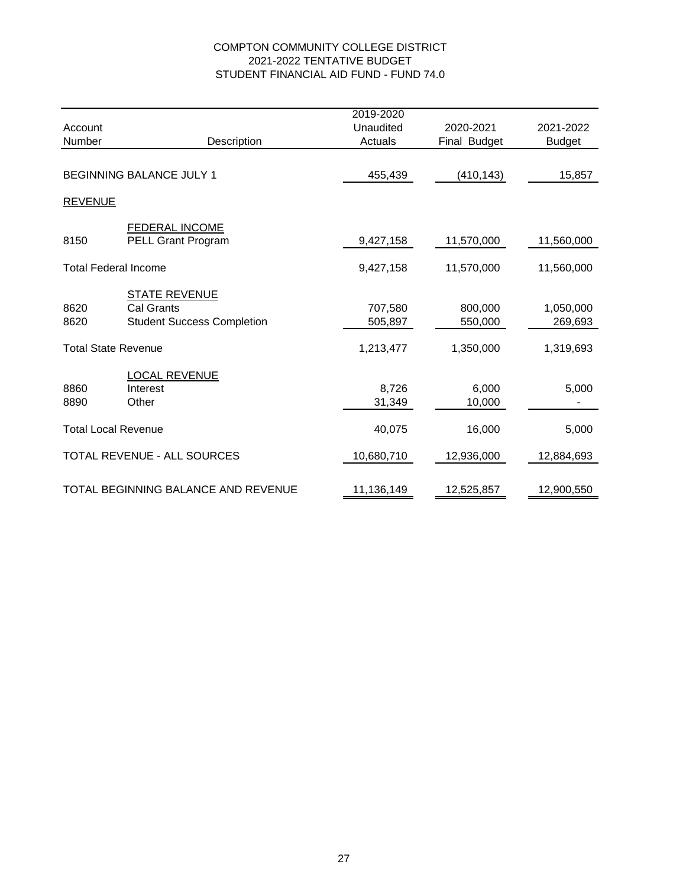# COMPTON COMMUNITY COLLEGE DISTRICT
## 2021-2022 TENTATIVE BUDGET
## STUDENT FINANCIAL AID FUND - FUND 74.0

| Account Number | Description | 2019-2020 Unaudited Actuals | 2020-2021 Final Budget | 2021-2022 Budget |
|---|---|---|---|---|
| BEGINNING BALANCE JULY 1 | | 455,439 | (410,143) | 15,857 |
| REVENUE | | | | |
| | FEDERAL INCOME | | | |
| 8150 | PELL Grant Program | 9,427,158 | 11,570,000 | 11,560,000 |
| Total Federal Income | | 9,427,158 | 11,570,000 | 11,560,000 |
| | STATE REVENUE | | | |
| 8620 | Cal Grants | 707,580 | 800,000 | 1,050,000 |
| 8620 | Student Success Completion | 505,897 | 550,000 | 269,693 |
| Total State Revenue | | 1,213,477 | 1,350,000 | 1,319,693 |
| | LOCAL REVENUE | | | |
| 8860 | Interest | 8,726 | 6,000 | 5,000 |
| 8890 | Other | 31,349 | 10,000 | - |
| Total Local Revenue | | 40,075 | 16,000 | 5,000 |
| TOTAL REVENUE - ALL SOURCES | | 10,680,710 | 12,936,000 | 12,884,693 |
| TOTAL BEGINNING BALANCE AND REVENUE | | 11,136,149 | 12,525,857 | 12,900,550 |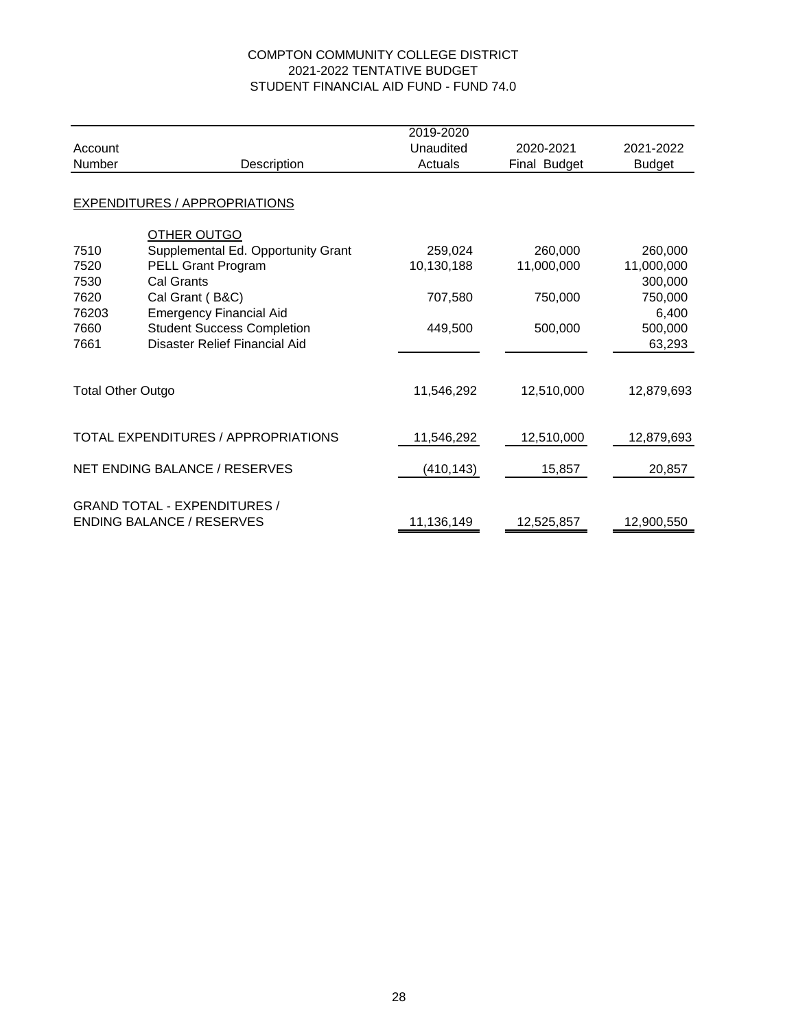# COMPTON COMMUNITY COLLEGE DISTRICT
## 2021-2022 TENTATIVE BUDGET
## STUDENT FINANCIAL AID FUND - FUND 74.0

| Account Number | Description | 2019-2020 Unaudited Actuals | 2020-2021 Final Budget | 2021-2022 Budget |
|---|---|---|---|---|
| | EXPENDITURES / APPROPRIATIONS | | | |
| | OTHER OUTGO | | | |
| 7510 | Supplemental Ed. Opportunity Grant | 259,024 | 260,000 | 260,000 |
| 7520 | PELL Grant Program | 10,130,188 | 11,000,000 | 11,000,000 |
| 7530 | Cal Grants | | | 300,000 |
| 7620 | Cal Grant ( B&C) | 707,580 | 750,000 | 750,000 |
| 76203 | Emergency Financial Aid | | | 6,400 |
| 7660 | Student Success Completion | 449,500 | 500,000 | 500,000 |
| 7661 | Disaster Relief Financial Aid | | | 63,293 |
| Total Other Outgo | | 11,546,292 | 12,510,000 | 12,879,693 |
| | TOTAL EXPENDITURES / APPROPRIATIONS | 11,546,292 | 12,510,000 | 12,879,693 |
| | NET ENDING BALANCE / RESERVES | (410,143) | 15,857 | 20,857 |
| | GRAND TOTAL - EXPENDITURES / ENDING BALANCE / RESERVES | 11,136,149 | 12,525,857 | 12,900,550 |